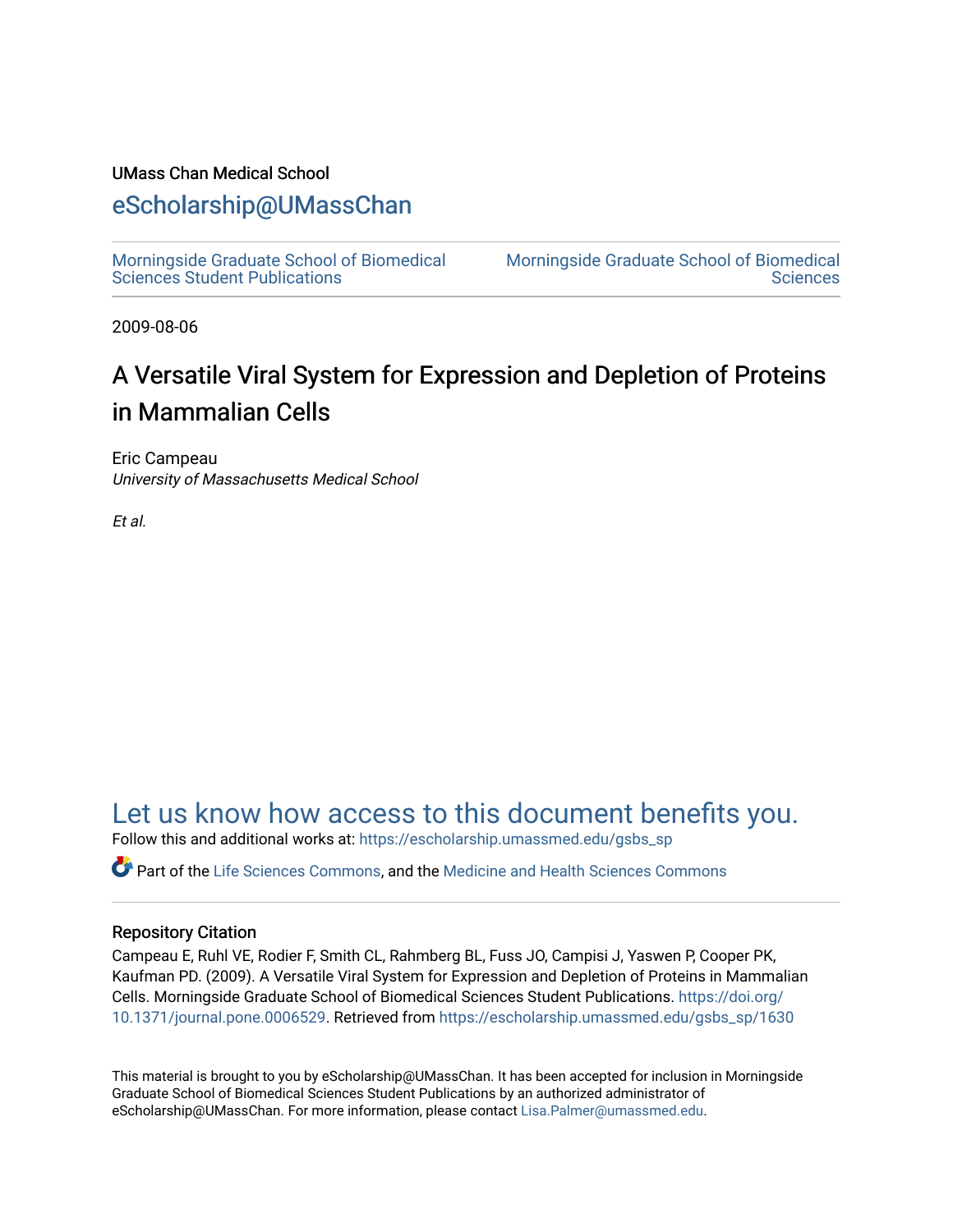UMass Chan Medical School

# eScholarship@UMassChan

Morningside Graduate School of Biomedical Sciences Student Publications | Morningside Graduate School of Biomedical Sciences

2009-08-06

# A Versatile Viral System for Expression and Depletion of Proteins in Mammalian Cells

Eric Campeau
*University of Massachusetts Medical School*

*Et al.*

## Let us know how access to this document benefits you.

Follow this and additional works at: https://escholarship.umassmed.edu/gsbs_sp

Part of the Life Sciences Commons, and the Medicine and Health Sciences Commons

### Repository Citation

Campeau E, Ruhl VE, Rodier F, Smith CL, Rahmberg BL, Fuss JO, Campisi J, Yaswen P, Cooper PK, Kaufman PD. (2009). A Versatile Viral System for Expression and Depletion of Proteins in Mammalian Cells. Morningside Graduate School of Biomedical Sciences Student Publications. https://doi.org/10.1371/journal.pone.0006529. Retrieved from https://escholarship.umassmed.edu/gsbs_sp/1630

This material is brought to you by eScholarship@UMassChan. It has been accepted for inclusion in Morningside Graduate School of Biomedical Sciences Student Publications by an authorized administrator of eScholarship@UMassChan. For more information, please contact Lisa.Palmer@umassmed.edu.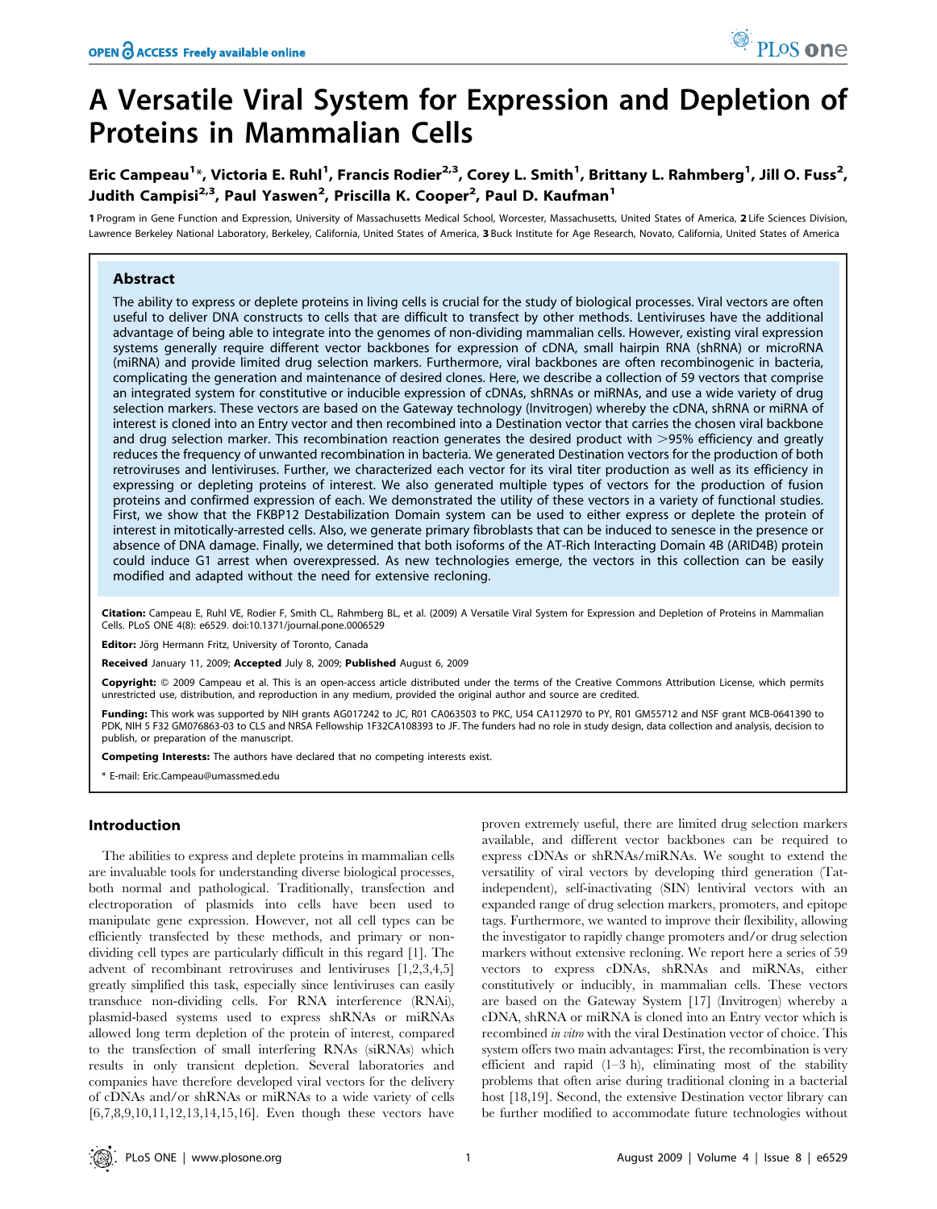# A Versatile Viral System for Expression and Depletion of Proteins in Mammalian Cells

Eric Campeau[1]*, Victoria E. Ruhl[1], Francis Rodier[2,3], Corey L. Smith[1], Brittany L. Rahmberg[1], Jill O. Fuss[2], Judith Campisi[2,3], Paul Yaswen[2], Priscilla K. Cooper[2], Paul D. Kaufman[1]

**1** Program in Gene Function and Expression, University of Massachusetts Medical School, Worcester, Massachusetts, United States of America, **2** Life Sciences Division, Lawrence Berkeley National Laboratory, Berkeley, California, United States of America, **3** Buck Institute for Age Research, Novato, California, United States of America

## Abstract

The ability to express or deplete proteins in living cells is crucial for the study of biological processes. Viral vectors are often useful to deliver DNA constructs to cells that are difficult to transfect by other methods. Lentiviruses have the additional advantage of being able to integrate into the genomes of non-dividing mammalian cells. However, existing viral expression systems generally require different vector backbones for expression of cDNA, small hairpin RNA (shRNA) or microRNA (miRNA) and provide limited drug selection markers. Furthermore, viral backbones are often recombinogenic in bacteria, complicating the generation and maintenance of desired clones. Here, we describe a collection of 59 vectors that comprise an integrated system for constitutive or inducible expression of cDNAs, shRNAs or miRNAs, and use a wide variety of drug selection markers. These vectors are based on the Gateway technology (Invitrogen) whereby the cDNA, shRNA or miRNA of interest is cloned into an Entry vector and then recombined into a Destination vector that carries the chosen viral backbone and drug selection marker. This recombination reaction generates the desired product with >95% efficiency and greatly reduces the frequency of unwanted recombination in bacteria. We generated Destination vectors for the production of both retroviruses and lentiviruses. Further, we characterized each vector for its viral titer production as well as its efficiency in expressing or depleting proteins of interest. We also generated multiple types of vectors for the production of fusion proteins and confirmed expression of each. We demonstrated the utility of these vectors in a variety of functional studies. First, we show that the FKBP12 Destabilization Domain system can be used to either express or deplete the protein of interest in mitotically-arrested cells. Also, we generate primary fibroblasts that can be induced to senesce in the presence or absence of DNA damage. Finally, we determined that both isoforms of the AT-Rich Interacting Domain 4B (ARID4B) protein could induce G1 arrest when overexpressed. As new technologies emerge, the vectors in this collection can be easily modified and adapted without the need for extensive recloning.

**Citation:** Campeau E, Ruhl VE, Rodier F, Smith CL, Rahmberg BL, et al. (2009) A Versatile Viral System for Expression and Depletion of Proteins in Mammalian Cells. PLoS ONE 4(8): e6529. doi:10.1371/journal.pone.0006529

**Editor:** Jörg Hermann Fritz, University of Toronto, Canada

**Received** January 11, 2009; **Accepted** July 8, 2009; **Published** August 6, 2009

**Copyright:** © 2009 Campeau et al. This is an open-access article distributed under the terms of the Creative Commons Attribution License, which permits unrestricted use, distribution, and reproduction in any medium, provided the original author and source are credited.

**Funding:** This work was supported by NIH grants AG017242 to JC, R01 CA063503 to PKC, U54 CA112970 to PY, R01 GM55712 and NSF grant MCB-0641390 to PDK, NIH 5 F32 GM076863-03 to CLS and NRSA Fellowship 1F32CA108393 to JF. The funders had no role in study design, data collection and analysis, decision to publish, or preparation of the manuscript.

**Competing Interests:** The authors have declared that no competing interests exist.

\* E-mail: Eric.Campeau@umassmed.edu

## Introduction

The abilities to express and deplete proteins in mammalian cells are invaluable tools for understanding diverse biological processes, both normal and pathological. Traditionally, transfection and electroporation of plasmids into cells have been used to manipulate gene expression. However, not all cell types can be efficiently transfected by these methods, and primary or non-dividing cell types are particularly difficult in this regard [1]. The advent of recombinant retroviruses and lentiviruses [1,2,3,4,5] greatly simplified this task, especially since lentiviruses can easily transduce non-dividing cells. For RNA interference (RNAi), plasmid-based systems used to express shRNAs or miRNAs allowed long term depletion of the protein of interest, compared to the transfection of small interfering RNAs (siRNAs) which results in only transient depletion. Several laboratories and companies have therefore developed viral vectors for the delivery of cDNAs and/or shRNAs or miRNAs to a wide variety of cells [6,7,8,9,10,11,12,13,14,15,16]. Even though these vectors have proven extremely useful, there are limited drug selection markers available, and different vector backbones can be required to express cDNAs or shRNAs/miRNAs. We sought to extend the versatility of viral vectors by developing third generation (Tat-independent), self-inactivating (SIN) lentiviral vectors with an expanded range of drug selection markers, promoters, and epitope tags. Furthermore, we wanted to improve their flexibility, allowing the investigator to rapidly change promoters and/or drug selection markers without extensive recloning. We report here a series of 59 vectors to express cDNAs, shRNAs and miRNAs, either constitutively or inducibly, in mammalian cells. These vectors are based on the Gateway System [17] (Invitrogen) whereby a cDNA, shRNA or miRNA is cloned into an Entry vector which is recombined *in vitro* with the viral Destination vector of choice. This system offers two main advantages: First, the recombination is very efficient and rapid (1–3 h), eliminating most of the stability problems that often arise during traditional cloning in a bacterial host [18,19]. Second, the extensive Destination vector library can be further modified to accommodate future technologies without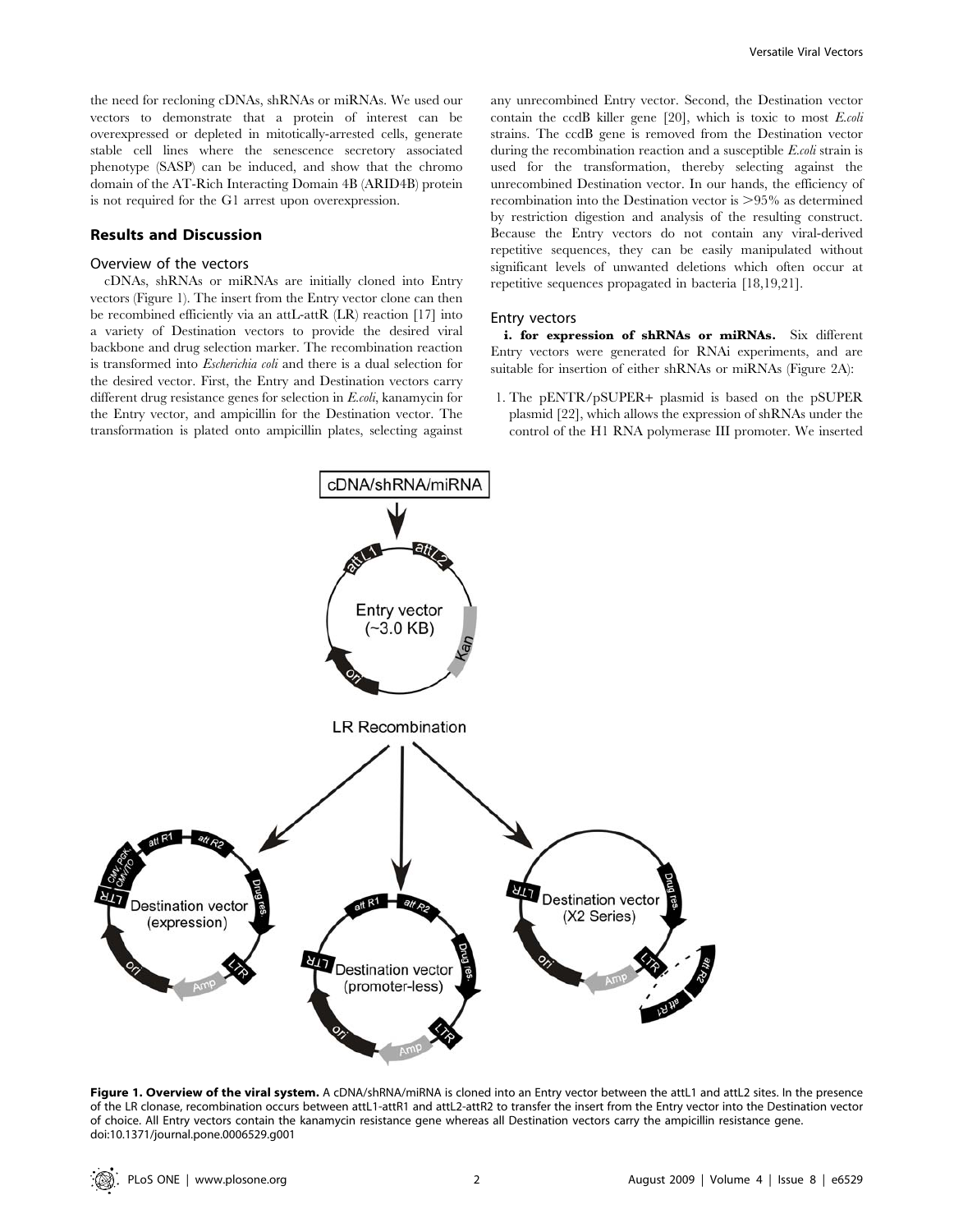the need for recloning cDNAs, shRNAs or miRNAs. We used our vectors to demonstrate that a protein of interest can be overexpressed or depleted in mitotically-arrested cells, generate stable cell lines where the senescence secretory associated phenotype (SASP) can be induced, and show that the chromo domain of the AT-Rich Interacting Domain 4B (ARID4B) protein is not required for the G1 arrest upon overexpression.

## Results and Discussion

### Overview of the vectors

cDNAs, shRNAs or miRNAs are initially cloned into Entry vectors (Figure 1). The insert from the Entry vector clone can then be recombined efficiently via an attL-attR (LR) reaction [17] into a variety of Destination vectors to provide the desired viral backbone and drug selection marker. The recombination reaction is transformed into *Escherichia coli* and there is a dual selection for the desired vector. First, the Entry and Destination vectors carry different drug resistance genes for selection in *E.coli*, kanamycin for the Entry vector, and ampicillin for the Destination vector. The transformation is plated onto ampicillin plates, selecting against any unrecombined Entry vector. Second, the Destination vector contain the ccdB killer gene [20], which is toxic to most *E.coli* strains. The ccdB gene is removed from the Destination vector during the recombination reaction and a susceptible *E.coli* strain is used for the transformation, thereby selecting against the unrecombined Destination vector. In our hands, the efficiency of recombination into the Destination vector is >95% as determined by restriction digestion and analysis of the resulting construct. Because the Entry vectors do not contain any viral-derived repetitive sequences, they can be easily manipulated without significant levels of unwanted deletions which often occur at repetitive sequences propagated in bacteria [18,19,21].

### Entry vectors

**i. for expression of shRNAs or miRNAs.** Six different Entry vectors were generated for RNAi experiments, and are suitable for insertion of either shRNAs or miRNAs (Figure 2A):

1. The pENTR/pSUPER+ plasmid is based on the pSUPER plasmid [22], which allows the expression of shRNAs under the control of the H1 RNA polymerase III promoter. We inserted

**Figure 1. Overview of the viral system.** A cDNA/shRNA/miRNA is cloned into an Entry vector between the attL1 and attL2 sites. In the presence of the LR clonase, recombination occurs between attL1-attR1 and attL2-attR2 to transfer the insert from the Entry vector into the Destination vector of choice. All Entry vectors contain the kanamycin resistance gene whereas all Destination vectors carry the ampicillin resistance gene.
doi:10.1371/journal.pone.0006529.g001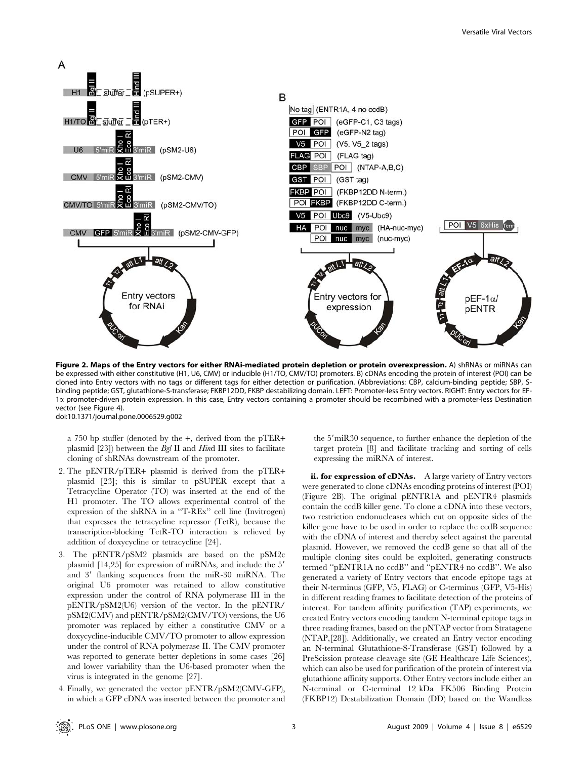**Figure 2. Maps of the Entry vectors for either RNAi-mediated protein depletion or protein overexpression.** A) shRNAs or miRNAs can be expressed with either constitutive (H1, U6, CMV) or inducible (H1/TO, CMV/TO) promoters. B) cDNAs encoding the protein of interest (POI) can be cloned into Entry vectors with no tags or different tags for either detection or purification. (Abbreviations: CBP, calcium-binding peptide; SBP, S-binding peptide; GST, glutathione-S-transferase; FKBP12DD, FKBP destabilizing domain. LEFT: Promoter-less Entry vectors. RIGHT: Entry vectors for EF-1α promoter-driven protein expression. In this case, Entry vectors containing a promoter should be recombined with a promoter-less Destination vector (see Figure 4).

doi:10.1371/journal.pone.0006529.g002

a 750 bp stuffer (denoted by the +, derived from the pTER+ plasmid [23]) between the *Bgl* II and *Hin*d III sites to facilitate cloning of shRNAs downstream of the promoter.

2. The pENTR/pTER+ plasmid is derived from the pTER+ plasmid [23]; this is similar to pSUPER except that a Tetracycline Operator (TO) was inserted at the end of the H1 promoter. The TO allows experimental control of the expression of the shRNA in a "T-REx" cell line (Invitrogen) that expresses the tetracycline repressor (TetR), because the transcription-blocking TetR-TO interaction is relieved by addition of doxycycline or tetracycline [24].
3. The pENTR/pSM2 plasmids are based on the pSM2c plasmid [14,25] for expression of miRNAs, and include the 5′ and 3′ flanking sequences from the miR-30 miRNA. The original U6 promoter was retained to allow constitutive expression under the control of RNA polymerase III in the pENTR/pSM2(U6) version of the vector. In the pENTR/pSM2(CMV) and pENTR/pSM2(CMV/TO) versions, the U6 promoter was replaced by either a constitutive CMV or a doxycycline-inducible CMV/TO promoter to allow expression under the control of RNA polymerase II. The CMV promoter was reported to generate better depletions in some cases [26] and lower variability than the U6-based promoter when the virus is integrated in the genome [27].
4. Finally, we generated the vector pENTR/pSM2(CMV-GFP), in which a GFP cDNA was inserted between the promoter and the 5′miR30 sequence, to further enhance the depletion of the target protein [8] and facilitate tracking and sorting of cells expressing the miRNA of interest.

**ii. for expression of cDNAs.** A large variety of Entry vectors were generated to clone cDNAs encoding proteins of interest (POI) (Figure 2B). The original pENTR1A and pENTR4 plasmids contain the ccdB killer gene. To clone a cDNA into these vectors, two restriction endonucleases which cut on opposite sides of the killer gene have to be used in order to replace the ccdB sequence with the cDNA of interest and thereby select against the parental plasmid. However, we removed the ccdB gene so that all of the multiple cloning sites could be exploited, generating constructs termed "pENTR1A no ccdB" and "pENTR4 no ccdB". We also generated a variety of Entry vectors that encode epitope tags at their N-terminus (GFP, V5, FLAG) or C-terminus (GFP, V5-His) in different reading frames to facilitate detection of the proteins of interest. For tandem affinity purification (TAP) experiments, we created Entry vectors encoding tandem N-terminal epitope tags in three reading frames, based on the pNTAP vector from Stratagene (NTAP,[28]). Additionally, we created an Entry vector encoding an N-terminal Glutathione-S-Transferase (GST) followed by a PreScission protease cleavage site (GE Healthcare Life Sciences), which can also be used for purification of the protein of interest via glutathione affinity supports. Other Entry vectors include either an N-terminal or C-terminal 12 kDa FK506 Binding Protein (FKBP12) Destabilization Domain (DD) based on the Wandless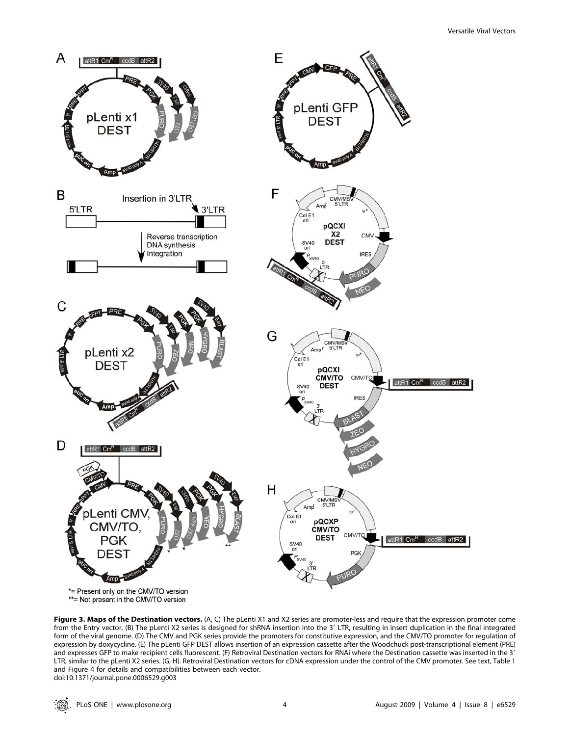**Figure 3. Maps of the Destination vectors.** (A, C) The pLenti X1 and X2 series are promoter-less and require that the expression promoter come from the Entry vector. (B) The pLenti X2 series is designed for shRNA insertion into the 3′ LTR, resulting in insert duplication in the final integrated form of the viral genome. (D) The CMV and PGK series provide the promoters for constitutive expression, and the CMV/TO promoter for regulation of expression by doxycycline. (E) The pLenti GFP DEST allows insertion of an expression cassette after the Woodchuck post-transcriptional element (PRE) and expresses GFP to make recipient cells fluorescent. (F) Retroviral Destination vectors for RNAi where the Destination cassette was inserted in the 3′ LTR, similar to the pLenti X2 series. (G, H). Retroviral Destination vectors for cDNA expression under the control of the CMV promoter. See text, Table 1 and Figure 4 for details and compatibilities between each vector.

doi:10.1371/journal.pone.0006529.g003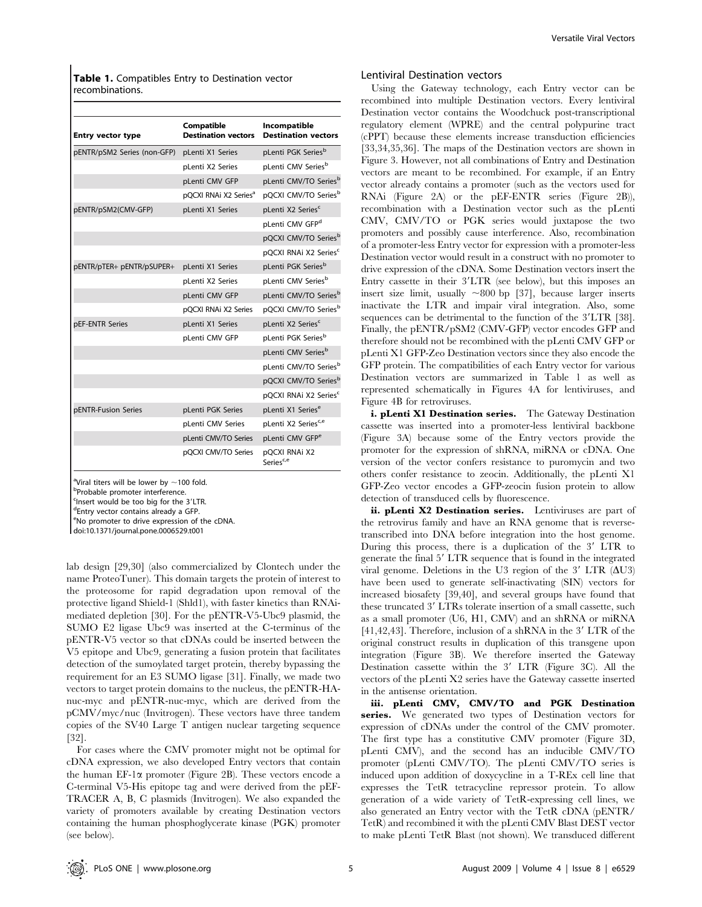**Table 1.** Compatibles Entry to Destination vector recombinations.

| Entry vector type | Compatible Destination vectors | Incompatible Destination vectors |
| --- | --- | --- |
| pENTR/pSM2 Series (non-GFP) | pLenti X1 Series | pLenti PGK Series[b] |
| | pLenti X2 Series | pLenti CMV Series[b] |
| | pLenti CMV GFP | pLenti CMV/TO Series[b] |
| | pQCXI RNAi X2 Series[a] | pQCXI CMV/TO Series[b] |
| pENTR/pSM2(CMV-GFP) | pLenti X1 Series | pLenti X2 Series[c] |
| | | pLenti CMV GFP[d] |
| | | pQCXI CMV/TO Series[b] |
| | | pQCXI RNAi X2 Series[c] |
| pENTR/pTER+ pENTR/pSUPER+ | pLenti X1 Series | pLenti PGK Series[b] |
| | pLenti X2 Series | pLenti CMV Series[b] |
| | pLenti CMV GFP | pLenti CMV/TO Series[b] |
| | pQCXI RNAi X2 Series | pQCXI CMV/TO Series[b] |
| pEF-ENTR Series | pLenti X1 Series | pLenti X2 Series[c] |
| | pLenti CMV GFP | pLenti PGK Series[b] |
| | | pLenti CMV Series[b] |
| | | pLenti CMV/TO Series[b] |
| | | pQCXI CMV/TO Series[b] |
| | | pQCXI RNAi X2 Series[c] |
| pENTR-Fusion Series | pLenti PGK Series | pLenti X1 Series[e] |
| | pLenti CMV Series | pLenti X2 Series[c,e] |
| | pLenti CMV/TO Series | pLenti CMV GFP[e] |
| | pQCXI CMV/TO Series | pQCXI RNAi X2 Series[c,e] |

[a]Viral titers will be lower by ~100 fold.
[b]Probable promoter interference.
[c]Insert would be too big for the 3′LTR.
[d]Entry vector contains already a GFP.
[e]No promoter to drive expression of the cDNA.
doi:10.1371/journal.pone.0006529.t001

lab design [29,30] (also commercialized by Clontech under the name ProteoTuner). This domain targets the protein of interest to the proteosome for rapid degradation upon removal of the protective ligand Shield-1 (Shld1), with faster kinetics than RNAi-mediated depletion [30]. For the pENTR-V5-Ubc9 plasmid, the SUMO E2 ligase Ubc9 was inserted at the C-terminus of the pENTR-V5 vector so that cDNAs could be inserted between the V5 epitope and Ubc9, generating a fusion protein that facilitates detection of the sumoylated target protein, thereby bypassing the requirement for an E3 SUMO ligase [31]. Finally, we made two vectors to target protein domains to the nucleus, the pENTR-HA-nuc-myc and pENTR-nuc-myc, which are derived from the pCMV/myc/nuc (Invitrogen). These vectors have three tandem copies of the SV40 Large T antigen nuclear targeting sequence [32].

For cases where the CMV promoter might not be optimal for cDNA expression, we also developed Entry vectors that contain the human EF-1α promoter (Figure 2B). These vectors encode a C-terminal V5-His epitope tag and were derived from the pEF-TRACER A, B, C plasmids (Invitrogen). We also expanded the variety of promoters available by creating Destination vectors containing the human phosphoglycerate kinase (PGK) promoter (see below).

## Lentiviral Destination vectors

Using the Gateway technology, each Entry vector can be recombined into multiple Destination vectors. Every lentiviral Destination vector contains the Woodchuck post-transcriptional regulatory element (WPRE) and the central polypurine tract (cPPT) because these elements increase transduction efficiencies [33,34,35,36]. The maps of the Destination vectors are shown in Figure 3. However, not all combinations of Entry and Destination vectors are meant to be recombined. For example, if an Entry vector already contains a promoter (such as the vectors used for RNAi (Figure 2A) or the pEF-ENTR series (Figure 2B)), recombination with a Destination vector such as the pLenti CMV, CMV/TO or PGK series would juxtapose the two promoters and possibly cause interference. Also, recombination of a promoter-less Entry vector for expression with a promoter-less Destination vector would result in a construct with no promoter to drive expression of the cDNA. Some Destination vectors insert the Entry cassette in their 3′LTR (see below), but this imposes an insert size limit, usually ~800 bp [37], because larger inserts inactivate the LTR and impair viral integration. Also, some sequences can be detrimental to the function of the 3′LTR [38]. Finally, the pENTR/pSM2 (CMV-GFP) vector encodes GFP and therefore should not be recombined with the pLenti CMV GFP or pLenti X1 GFP-Zeo Destination vectors since they also encode the GFP protein. The compatibilities of each Entry vector for various Destination vectors are summarized in Table 1 as well as represented schematically in Figures 4A for lentiviruses, and Figure 4B for retroviruses.

**i. pLenti X1 Destination series.** The Gateway Destination cassette was inserted into a promoter-less lentiviral backbone (Figure 3A) because some of the Entry vectors provide the promoter for the expression of shRNA, miRNA or cDNA. One version of the vector confers resistance to puromycin and two others confer resistance to zeocin. Additionally, the pLenti X1 GFP-Zeo vector encodes a GFP-zeocin fusion protein to allow detection of transduced cells by fluorescence.

**ii. pLenti X2 Destination series.** Lentiviruses are part of the retrovirus family and have an RNA genome that is reverse-transcribed into DNA before integration into the host genome. During this process, there is a duplication of the 3′ LTR to generate the final 5′ LTR sequence that is found in the integrated viral genome. Deletions in the U3 region of the 3′ LTR (ΔU3) have been used to generate self-inactivating (SIN) vectors for increased biosafety [39,40], and several groups have found that these truncated 3′ LTRs tolerate insertion of a small cassette, such as a small promoter (U6, H1, CMV) and an shRNA or miRNA [41,42,43]. Therefore, inclusion of a shRNA in the 3′ LTR of the original construct results in duplication of this transgene upon integration (Figure 3B). We therefore inserted the Gateway Destination cassette within the 3′ LTR (Figure 3C). All the vectors of the pLenti X2 series have the Gateway cassette inserted in the antisense orientation.

**iii. pLenti CMV, CMV/TO and PGK Destination series.** We generated two types of Destination vectors for expression of cDNAs under the control of the CMV promoter. The first type has a constitutive CMV promoter (Figure 3D, pLenti CMV), and the second has an inducible CMV/TO promoter (pLenti CMV/TO). The pLenti CMV/TO series is induced upon addition of doxycycline in a T-REx cell line that expresses the TetR tetracycline repressor protein. To allow generation of a wide variety of TetR-expressing cell lines, we also generated an Entry vector with the TetR cDNA (pENTR/TetR) and recombined it with the pLenti CMV Blast DEST vector to make pLenti TetR Blast (not shown). We transduced different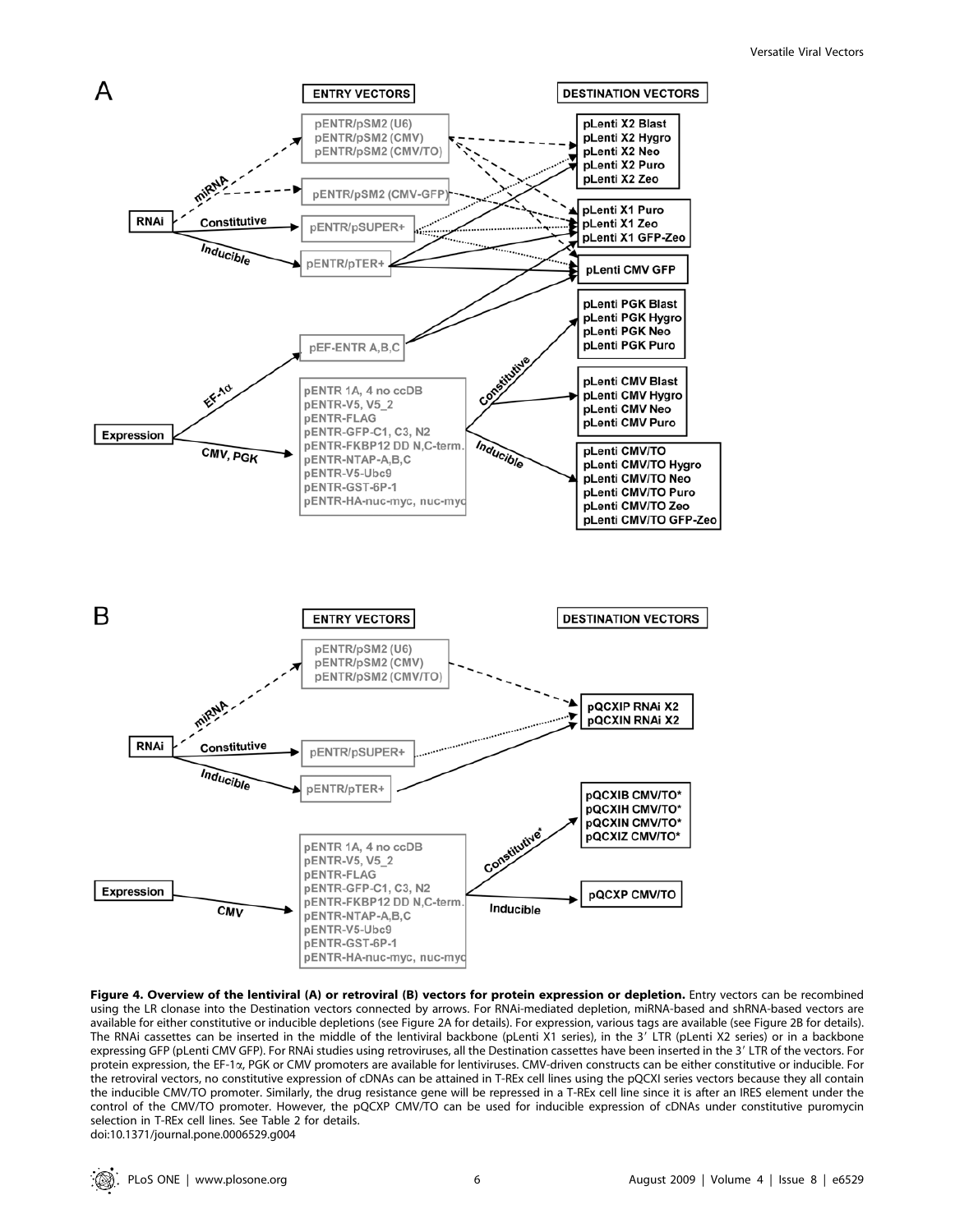**Figure 4. Overview of the lentiviral (A) or retroviral (B) vectors for protein expression or depletion.** Entry vectors can be recombined using the LR clonase into the Destination vectors connected by arrows. For RNAi-mediated depletion, miRNA-based and shRNA-based vectors are available for either constitutive or inducible depletions (see Figure 2A for details). For expression, various tags are available (see Figure 2B for details). The RNAi cassettes can be inserted in the middle of the lentiviral backbone (pLenti X1 series), in the 3′ LTR (pLenti X2 series) or in a backbone expressing GFP (pLenti CMV GFP). For RNAi studies using retroviruses, all the Destination cassettes have been inserted in the 3′ LTR of the vectors. For protein expression, the EF-1α, PGK or CMV promoters are available for lentiviruses. CMV-driven constructs can be either constitutive or inducible. For the retroviral vectors, no constitutive expression of cDNAs can be attained in T-REx cell lines using the pQCXI series vectors because they all contain the inducible CMV/TO promoter. Similarly, the drug resistance gene will be repressed in a T-REx cell line since it is after an IRES element under the control of the CMV/TO promoter. However, the pQCXP CMV/TO can be used for inducible expression of cDNAs under constitutive puromycin selection in T-REx cell lines. See Table 2 for details.

doi:10.1371/journal.pone.0006529.g004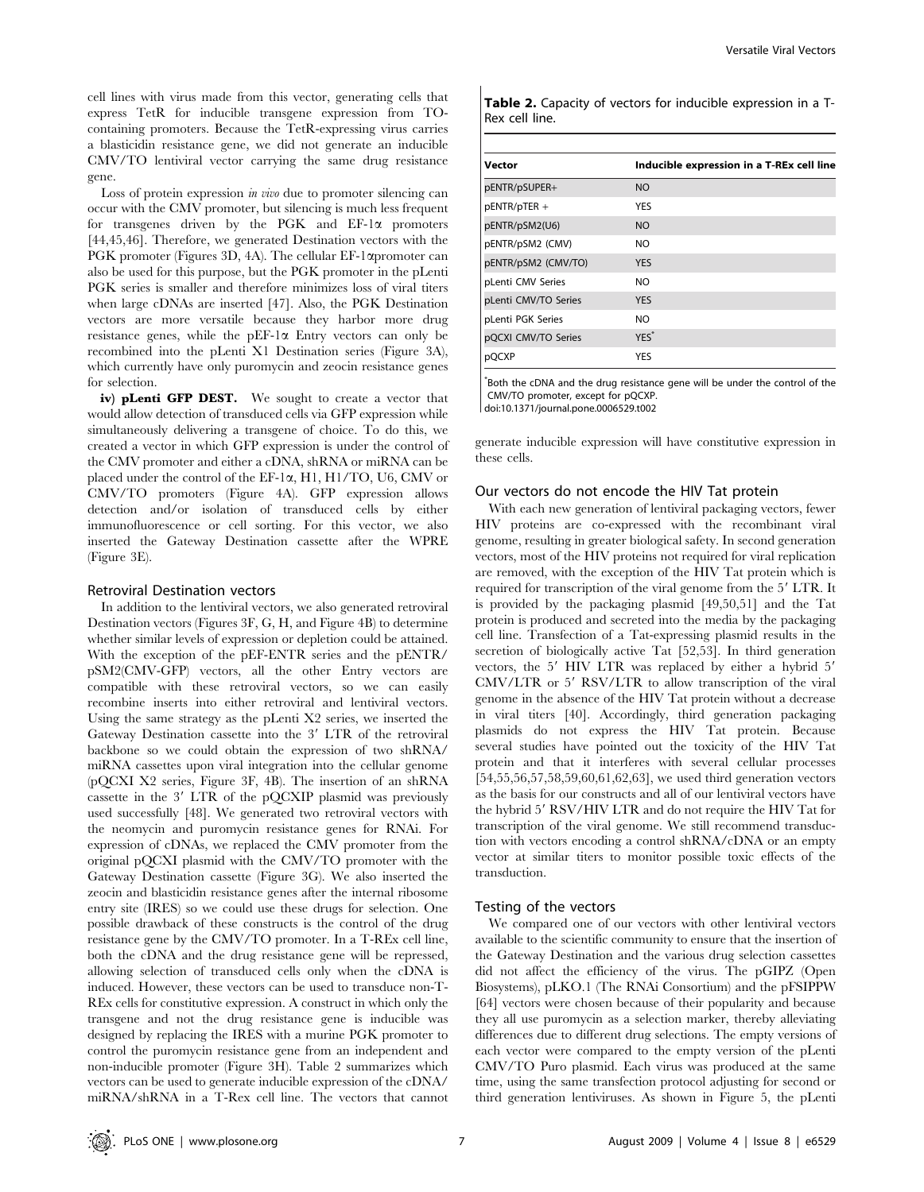cell lines with virus made from this vector, generating cells that express TetR for inducible transgene expression from TO-containing promoters. Because the TetR-expressing virus carries a blasticidin resistance gene, we did not generate an inducible CMV/TO lentiviral vector carrying the same drug resistance gene.

Loss of protein expression *in vivo* due to promoter silencing can occur with the CMV promoter, but silencing is much less frequent for transgenes driven by the PGK and EF-1α promoters [44,45,46]. Therefore, we generated Destination vectors with the PGK promoter (Figures 3D, 4A). The cellular EF-1αpromoter can also be used for this purpose, but the PGK promoter in the pLenti PGK series is smaller and therefore minimizes loss of viral titers when large cDNAs are inserted [47]. Also, the PGK Destination vectors are more versatile because they harbor more drug resistance genes, while the pEF-1α Entry vectors can only be recombined into the pLenti X1 Destination series (Figure 3A), which currently have only puromycin and zeocin resistance genes for selection.

**iv) pLenti GFP DEST.** We sought to create a vector that would allow detection of transduced cells via GFP expression while simultaneously delivering a transgene of choice. To do this, we created a vector in which GFP expression is under the control of the CMV promoter and either a cDNA, shRNA or miRNA can be placed under the control of the EF-1α, H1, H1/TO, U6, CMV or CMV/TO promoters (Figure 4A). GFP expression allows detection and/or isolation of transduced cells by either immunofluorescence or cell sorting. For this vector, we also inserted the Gateway Destination cassette after the WPRE (Figure 3E).

### Retroviral Destination vectors

In addition to the lentiviral vectors, we also generated retroviral Destination vectors (Figures 3F, G, H, and Figure 4B) to determine whether similar levels of expression or depletion could be attained. With the exception of the pEF-ENTR series and the pENTR/pSM2(CMV-GFP) vectors, all the other Entry vectors are compatible with these retroviral vectors, so we can easily recombine inserts into either retroviral and lentiviral vectors. Using the same strategy as the pLenti X2 series, we inserted the Gateway Destination cassette into the 3′ LTR of the retroviral backbone so we could obtain the expression of two shRNA/miRNA cassettes upon viral integration into the cellular genome (pQCXI X2 series, Figure 3F, 4B). The insertion of an shRNA cassette in the 3′ LTR of the pQCXIP plasmid was previously used successfully [48]. We generated two retroviral vectors with the neomycin and puromycin resistance genes for RNAi. For expression of cDNAs, we replaced the CMV promoter from the original pQCXI plasmid with the CMV/TO promoter with the Gateway Destination cassette (Figure 3G). We also inserted the zeocin and blasticidin resistance genes after the internal ribosome entry site (IRES) so we could use these drugs for selection. One possible drawback of these constructs is the control of the drug resistance gene by the CMV/TO promoter. In a T-REx cell line, both the cDNA and the drug resistance gene will be repressed, allowing selection of transduced cells only when the cDNA is induced. However, these vectors can be used to transduce non-T-REx cells for constitutive expression. A construct in which only the transgene and not the drug resistance gene is inducible was designed by replacing the IRES with a murine PGK promoter to control the puromycin resistance gene from an independent and non-inducible promoter (Figure 3H). Table 2 summarizes which vectors can be used to generate inducible expression of the cDNA/miRNA/shRNA in a T-Rex cell line. The vectors that cannot generate inducible expression will have constitutive expression in these cells.

**Table 2.** Capacity of vectors for inducible expression in a T-Rex cell line.

| Vector | Inducible expression in a T-REx cell line |
|---|---|
| pENTR/pSUPER+ | NO |
| pENTR/pTER + | YES |
| pENTR/pSM2(U6) | NO |
| pENTR/pSM2 (CMV) | NO |
| pENTR/pSM2 (CMV/TO) | YES |
| pLenti CMV Series | NO |
| pLenti CMV/TO Series | YES |
| pLenti PGK Series | NO |
| pQCXI CMV/TO Series | YES* |
| pQCXP | YES |

*Both the cDNA and the drug resistance gene will be under the control of the CMV/TO promoter, except for pQCXP.
doi:10.1371/journal.pone.0006529.t002

### Our vectors do not encode the HIV Tat protein

With each new generation of lentiviral packaging vectors, fewer HIV proteins are co-expressed with the recombinant viral genome, resulting in greater biological safety. In second generation vectors, most of the HIV proteins not required for viral replication are removed, with the exception of the HIV Tat protein which is required for transcription of the viral genome from the 5′ LTR. It is provided by the packaging plasmid [49,50,51] and the Tat protein is produced and secreted into the media by the packaging cell line. Transfection of a Tat-expressing plasmid results in the secretion of biologically active Tat [52,53]. In third generation vectors, the 5′ HIV LTR was replaced by either a hybrid 5′ CMV/LTR or 5′ RSV/LTR to allow transcription of the viral genome in the absence of the HIV Tat protein without a decrease in viral titers [40]. Accordingly, third generation packaging plasmids do not express the HIV Tat protein. Because several studies have pointed out the toxicity of the HIV Tat protein and that it interferes with several cellular processes [54,55,56,57,58,59,60,61,62,63], we used third generation vectors as the basis for our constructs and all of our lentiviral vectors have the hybrid 5′ RSV/HIV LTR and do not require the HIV Tat for transcription of the viral genome. We still recommend transduction with vectors encoding a control shRNA/cDNA or an empty vector at similar titers to monitor possible toxic effects of the transduction.

### Testing of the vectors

We compared one of our vectors with other lentiviral vectors available to the scientific community to ensure that the insertion of the Gateway Destination and the various drug selection cassettes did not affect the efficiency of the virus. The pGIPZ (Open Biosystems), pLKO.1 (The RNAi Consortium) and the pFSIPPW [64] vectors were chosen because of their popularity and because they all use puromycin as a selection marker, thereby alleviating differences due to different drug selections. The empty versions of each vector were compared to the empty version of the pLenti CMV/TO Puro plasmid. Each virus was produced at the same time, using the same transfection protocol adjusting for second or third generation lentiviruses. As shown in Figure 5, the pLenti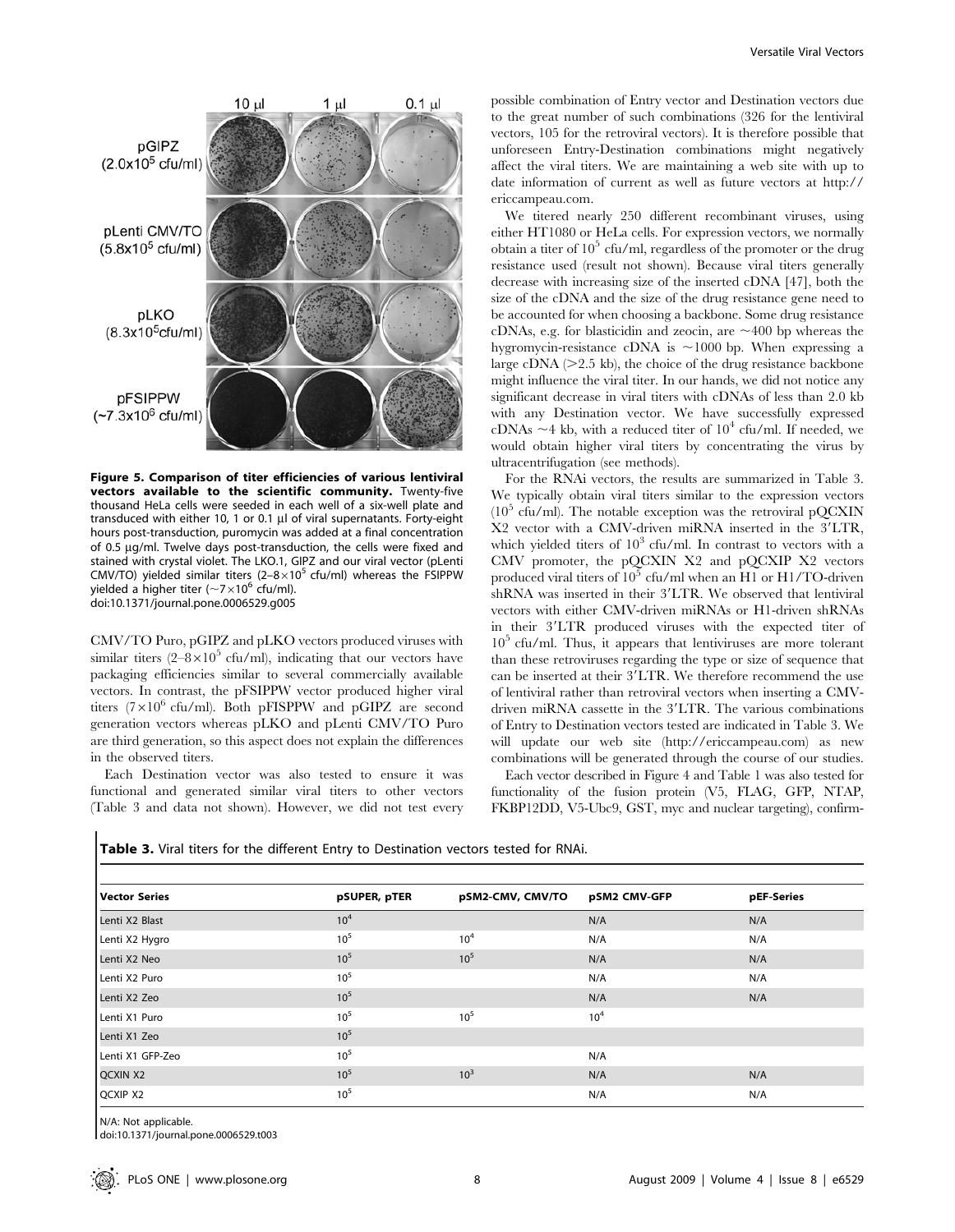**Figure 5. Comparison of titer efficiencies of various lentiviral vectors available to the scientific community.** Twenty-five thousand HeLa cells were seeded in each well of a six-well plate and transduced with either 10, 1 or 0.1 µl of viral supernatants. Forty-eight hours post-transduction, puromycin was added at a final concentration of 0.5 µg/ml. Twelve days post-transduction, the cells were fixed and stained with crystal violet. The LKO.1, GIPZ and our viral vector (pLenti CMV/TO) yielded similar titers ($2–8\times10^5$ cfu/ml) whereas the FSIPPW yielded a higher titer ($\sim7\times10^6$ cfu/ml).
doi:10.1371/journal.pone.0006529.g005

CMV/TO Puro, pGIPZ and pLKO vectors produced viruses with similar titers ($2–8\times10^5$ cfu/ml), indicating that our vectors have packaging efficiencies similar to several commercially available vectors. In contrast, the pFSIPPW vector produced higher viral titers ($7\times10^6$ cfu/ml). Both pFISPPW and pGIPZ are second generation vectors whereas pLKO and pLenti CMV/TO Puro are third generation, so this aspect does not explain the differences in the observed titers.

Each Destination vector was also tested to ensure it was functional and generated similar viral titers to other vectors (Table 3 and data not shown). However, we did not test every possible combination of Entry vector and Destination vectors due to the great number of such combinations (326 for the lentiviral vectors, 105 for the retroviral vectors). It is therefore possible that unforeseen Entry-Destination combinations might negatively affect the viral titers. We are maintaining a web site with up to date information of current as well as future vectors at http://ericcampeau.com.

We titered nearly 250 different recombinant viruses, using either HT1080 or HeLa cells. For expression vectors, we normally obtain a titer of $10^5$ cfu/ml, regardless of the promoter or the drug resistance used (result not shown). Because viral titers generally decrease with increasing size of the inserted cDNA [47], both the size of the cDNA and the size of the drug resistance gene need to be accounted for when choosing a backbone. Some drug resistance cDNAs, e.g. for blasticidin and zeocin, are ~400 bp whereas the hygromycin-resistance cDNA is ~1000 bp. When expressing a large cDNA (>2.5 kb), the choice of the drug resistance backbone might influence the viral titer. In our hands, we did not notice any significant decrease in viral titers with cDNAs of less than 2.0 kb with any Destination vector. We have successfully expressed cDNAs ~4 kb, with a reduced titer of $10^4$ cfu/ml. If needed, we would obtain higher viral titers by concentrating the virus by ultracentrifugation (see methods).

For the RNAi vectors, the results are summarized in Table 3. We typically obtain viral titers similar to the expression vectors ($10^5$ cfu/ml). The notable exception was the retroviral pQCXIN X2 vector with a CMV-driven miRNA inserted in the 3′LTR, which yielded titers of $10^3$ cfu/ml. In contrast to vectors with a CMV promoter, the pQCXIN X2 and pQCXIP X2 vectors produced viral titers of $10^5$ cfu/ml when an H1 or H1/TO-driven shRNA was inserted in their 3′LTR. We observed that lentiviral vectors with either CMV-driven miRNAs or H1-driven shRNAs in their 3′LTR produced viruses with the expected titer of $10^5$ cfu/ml. Thus, it appears that lentiviruses are more tolerant than these retroviruses regarding the type or size of sequence that can be inserted at their 3′LTR. We therefore recommend the use of lentiviral rather than retroviral vectors when inserting a CMV-driven miRNA cassette in the 3′LTR. The various combinations of Entry to Destination vectors tested are indicated in Table 3. We will update our web site (http://ericcampeau.com) as new combinations will be generated through the course of our studies.

Each vector described in Figure 4 and Table 1 was also tested for functionality of the fusion protein (V5, FLAG, GFP, NTAP, FKBP12DD, V5-Ubc9, GST, myc and nuclear targeting), confirm-

**Table 3.** Viral titers for the different Entry to Destination vectors tested for RNAi.

| Vector Series | pSUPER, pTER | pSM2-CMV, CMV/TO | pSM2 CMV-GFP | pEF-Series |
|---|---|---|---|---|
| Lenti X2 Blast | $10^4$ | | N/A | N/A |
| Lenti X2 Hygro | $10^5$ | $10^4$ | N/A | N/A |
| Lenti X2 Neo | $10^5$ | $10^5$ | N/A | N/A |
| Lenti X2 Puro | $10^5$ | | N/A | N/A |
| Lenti X2 Zeo | $10^5$ | | N/A | N/A |
| Lenti X1 Puro | $10^5$ | $10^5$ | $10^4$ | |
| Lenti X1 Zeo | $10^5$ | | | |
| Lenti X1 GFP-Zeo | $10^5$ | | N/A | |
| QCXIN X2 | $10^5$ | $10^3$ | N/A | N/A |
| QCXIP X2 | $10^5$ | | N/A | N/A |

N/A: Not applicable.
doi:10.1371/journal.pone.0006529.t003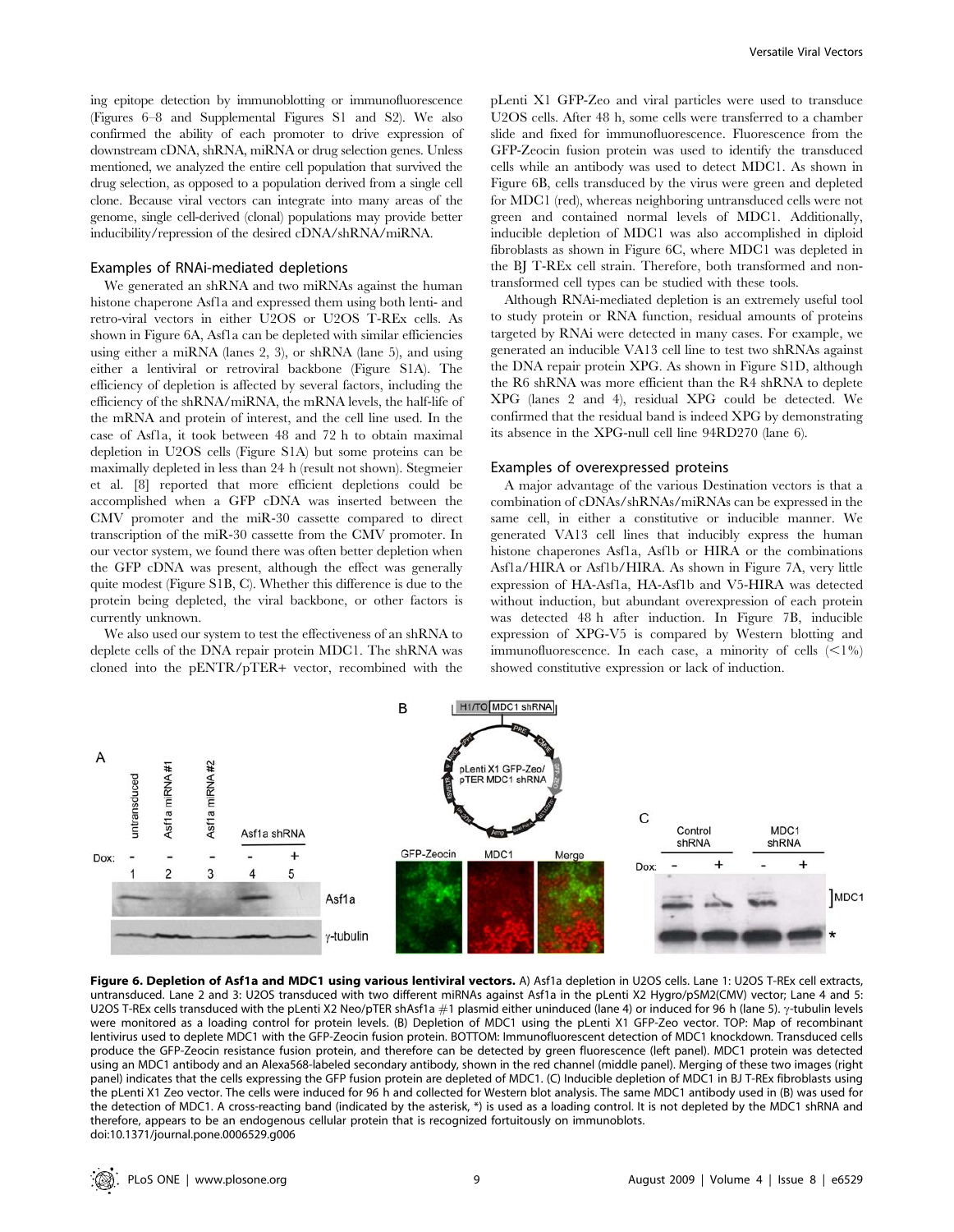ing epitope detection by immunoblotting or immunofluorescence (Figures 6–8 and Supplemental Figures S1 and S2). We also confirmed the ability of each promoter to drive expression of downstream cDNA, shRNA, miRNA or drug selection genes. Unless mentioned, we analyzed the entire cell population that survived the drug selection, as opposed to a population derived from a single cell clone. Because viral vectors can integrate into many areas of the genome, single cell-derived (clonal) populations may provide better inducibility/repression of the desired cDNA/shRNA/miRNA.

## Examples of RNAi-mediated depletions

We generated an shRNA and two miRNAs against the human histone chaperone Asf1a and expressed them using both lenti- and retro-viral vectors in either U2OS or U2OS T-REx cells. As shown in Figure 6A, Asf1a can be depleted with similar efficiencies using either a miRNA (lanes 2, 3), or shRNA (lane 5), and using either a lentiviral or retroviral backbone (Figure S1A). The efficiency of depletion is affected by several factors, including the efficiency of the shRNA/miRNA, the mRNA levels, the half-life of the mRNA and protein of interest, and the cell line used. In the case of Asf1a, it took between 48 and 72 h to obtain maximal depletion in U2OS cells (Figure S1A) but some proteins can be maximally depleted in less than 24 h (result not shown). Stegmeier et al. [8] reported that more efficient depletions could be accomplished when a GFP cDNA was inserted between the CMV promoter and the miR-30 cassette compared to direct transcription of the miR-30 cassette from the CMV promoter. In our vector system, we found there was often better depletion when the GFP cDNA was present, although the effect was generally quite modest (Figure S1B, C). Whether this difference is due to the protein being depleted, the viral backbone, or other factors is currently unknown.

We also used our system to test the effectiveness of an shRNA to deplete cells of the DNA repair protein MDC1. The shRNA was cloned into the pENTR/pTER+ vector, recombined with the pLenti X1 GFP-Zeo and viral particles were used to transduce U2OS cells. After 48 h, some cells were transferred to a chamber slide and fixed for immunofluorescence. Fluorescence from the GFP-Zeocin fusion protein was used to identify the transduced cells while an antibody was used to detect MDC1. As shown in Figure 6B, cells transduced by the virus were green and depleted for MDC1 (red), whereas neighboring untransduced cells were not green and contained normal levels of MDC1. Additionally, inducible depletion of MDC1 was also accomplished in diploid fibroblasts as shown in Figure 6C, where MDC1 was depleted in the BJ T-REx cell strain. Therefore, both transformed and non-transformed cell types can be studied with these tools.

Although RNAi-mediated depletion is an extremely useful tool to study protein or RNA function, residual amounts of proteins targeted by RNAi were detected in many cases. For example, we generated an inducible VA13 cell line to test two shRNAs against the DNA repair protein XPG. As shown in Figure S1D, although the R6 shRNA was more efficient than the R4 shRNA to deplete XPG (lanes 2 and 4), residual XPG could be detected. We confirmed that the residual band is indeed XPG by demonstrating its absence in the XPG-null cell line 94RD270 (lane 6).

## Examples of overexpressed proteins

A major advantage of the various Destination vectors is that a combination of cDNAs/shRNAs/miRNAs can be expressed in the same cell, in either a constitutive or inducible manner. We generated VA13 cell lines that inducibly express the human histone chaperones Asf1a, Asf1b or HIRA or the combinations Asf1a/HIRA or Asf1b/HIRA. As shown in Figure 7A, very little expression of HA-Asf1a, HA-Asf1b and V5-HIRA was detected without induction, but abundant overexpression of each protein was detected 48 h after induction. In Figure 7B, inducible expression of XPG-V5 is compared by Western blotting and immunofluorescence. In each case, a minority of cells (<1%) showed constitutive expression or lack of induction.

**Figure 6. Depletion of Asf1a and MDC1 using various lentiviral vectors.** A) Asf1a depletion in U2OS cells. Lane 1: U2OS T-REx cell extracts, untransduced. Lane 2 and 3: U2OS transduced with two different miRNAs against Asf1a in the pLenti X2 Hygro/pSM2(CMV) vector; Lane 4 and 5: U2OS T-REx cells transduced with the pLenti X2 Neo/pTER shAsf1a #1 plasmid either uninduced (lane 4) or induced for 96 h (lane 5). γ-tubulin levels were monitored as a loading control for protein levels. (B) Depletion of MDC1 using the pLenti X1 GFP-Zeo vector. TOP: Map of recombinant lentivirus used to deplete MDC1 with the GFP-Zeocin fusion protein. BOTTOM: Immunofluorescent detection of MDC1 knockdown. Transduced cells produce the GFP-Zeocin resistance fusion protein, and therefore can be detected by green fluorescence (left panel). MDC1 protein was detected using an MDC1 antibody and an Alexa568-labeled secondary antibody, shown in the red channel (middle panel). Merging of these two images (right panel) indicates that the cells expressing the GFP fusion protein are depleted of MDC1. (C) Inducible depletion of MDC1 in BJ T-REx fibroblasts using the pLenti X1 Zeo vector. The cells were induced for 96 h and collected for Western blot analysis. The same MDC1 antibody used in (B) was used for the detection of MDC1. A cross-reacting band (indicated by the asterisk, *) is used as a loading control. It is not depleted by the MDC1 shRNA and therefore, appears to be an endogenous cellular protein that is recognized fortuitously on immunoblots.
doi:10.1371/journal.pone.0006529.g006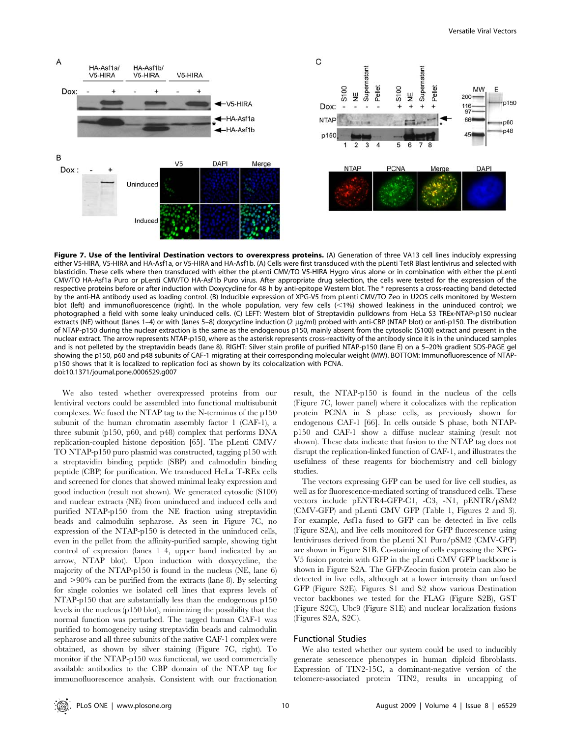**Figure 7. Use of the lentiviral Destination vectors to overexpress proteins.** (A) Generation of three VA13 cell lines inducibly expressing either V5-HIRA, V5-HIRA and HA-Asf1a, or V5-HIRA and HA-Asf1b. (A) Cells were first transduced with the pLenti TetR Blast lentivirus and selected with blasticidin. These cells where then transduced with either the pLenti CMV/TO V5-HIRA Hygro virus alone or in combination with either the pLenti CMV/TO HA-Asf1a Puro or pLenti CMV/TO HA-Asf1b Puro virus. After appropriate drug selection, the cells were tested for the expression of the respective proteins before or after induction with Doxycycline for 48 h by anti-epitope Western blot. The * represents a cross-reacting band detected by the anti-HA antibody used as loading control. (B) Inducible expression of XPG-V5 from pLenti CMV/TO Zeo in U2OS cells monitored by Western blot (left) and immunofluorescence (right). In the whole population, very few cells (<1%) showed leakiness in the uninduced control; we photographed a field with some leaky uninduced cells. (C) LEFT: Western blot of Streptavidin pulldowns from HeLa S3 TREx-NTAP-p150 nuclear extracts (NE) without (lanes 1–4) or with (lanes 5–8) doxycycline induction (2 µg/ml) probed with anti-CBP (NTAP blot) or anti-p150. The distribution of NTAP-p150 during the nuclear extraction is the same as the endogenous p150, mainly absent from the cytosolic (S100) extract and present in the nuclear extract. The arrow represents NTAP-p150, where as the asterisk represents cross-reactivity of the antibody since it is in the uninduced samples and is not pelleted by the streptavidin beads (lane 8). RIGHT: Silver stain profile of purified NTAP-p150 (lane E) on a 5–20% gradient SDS-PAGE gel showing the p150, p60 and p48 subunits of CAF-1 migrating at their corresponding molecular weight (MW). BOTTOM: Immunofluorescence of NTAP-p150 shows that it is localized to replication foci as shown by its colocalization with PCNA.
doi:10.1371/journal.pone.0006529.g007

We also tested whether overexpressed proteins from our lentiviral vectors could be assembled into functional multisubunit complexes. We fused the NTAP tag to the N-terminus of the p150 subunit of the human chromatin assembly factor 1 (CAF-1), a three subunit (p150, p60, and p48) complex that performs DNA replication-coupled histone deposition [65]. The pLenti CMV/TO NTAP-p150 puro plasmid was constructed, tagging p150 with a streptavidin binding peptide (SBP) and calmodulin binding peptide (CBP) for purification. We transduced HeLa T-REx cells and screened for clones that showed minimal leaky expression and good induction (result not shown). We generated cytosolic (S100) and nuclear extracts (NE) from uninduced and induced cells and purified NTAP-p150 from the NE fraction using streptavidin beads and calmodulin sepharose. As seen in Figure 7C, no expression of the NTAP-p150 is detected in the uninduced cells, even in the pellet from the affinity-purified sample, showing tight control of expression (lanes 1–4, upper band indicated by an arrow, NTAP blot). Upon induction with doxycycline, the majority of the NTAP-p150 is found in the nucleus (NE, lane 6) and >90% can be purified from the extracts (lane 8). By selecting for single colonies we isolated cell lines that express levels of NTAP-p150 that are substantially less than the endogenous p150 levels in the nucleus (p150 blot), minimizing the possibility that the normal function was perturbed. The tagged human CAF-1 was purified to homogeneity using streptavidin beads and calmodulin sepharose and all three subunits of the native CAF-1 complex were obtained, as shown by silver staining (Figure 7C, right). To monitor if the NTAP-p150 was functional, we used commercially available antibodies to the CBP domain of the NTAP tag for immunofluorescence analysis. Consistent with our fractionation result, the NTAP-p150 is found in the nucleus of the cells (Figure 7C, lower panel) where it colocalizes with the replication protein PCNA in S phase cells, as previously shown for endogenous CAF-1 [66]. In cells outside S phase, both NTAP-p150 and CAF-1 show a diffuse nuclear staining (result not shown). These data indicate that fusion to the NTAP tag does not disrupt the replication-linked function of CAF-1, and illustrates the usefulness of these reagents for biochemistry and cell biology studies.

The vectors expressing GFP can be used for live cell studies, as well as for fluorescence-mediated sorting of transduced cells. These vectors include pENTR4-GFP-C1, -C3, -N1, pENTR/pSM2 (CMV-GFP) and pLenti CMV GFP (Table 1, Figures 2 and 3). For example, Asf1a fused to GFP can be detected in live cells (Figure S2A), and live cells monitored for GFP fluorescence using lentiviruses derived from the pLenti X1 Puro/pSM2 (CMV-GFP) are shown in Figure S1B. Co-staining of cells expressing the XPG-V5 fusion protein with GFP in the pLenti CMV GFP backbone is shown in Figure S2A. The GFP-Zeocin fusion protein can also be detected in live cells, although at a lower intensity than unfused GFP (Figure S2E). Figures S1 and S2 show various Destination vector backbones we tested for the FLAG (Figure S2B), GST (Figure S2C), Ubc9 (Figure S1E) and nuclear localization fusions (Figures S2A, S2C).

## Functional Studies

We also tested whether our system could be used to inducibly generate senescence phenotypes in human diploid fibroblasts. Expression of TIN2-15C, a dominant-negative version of the telomere-associated protein TIN2, results in uncapping of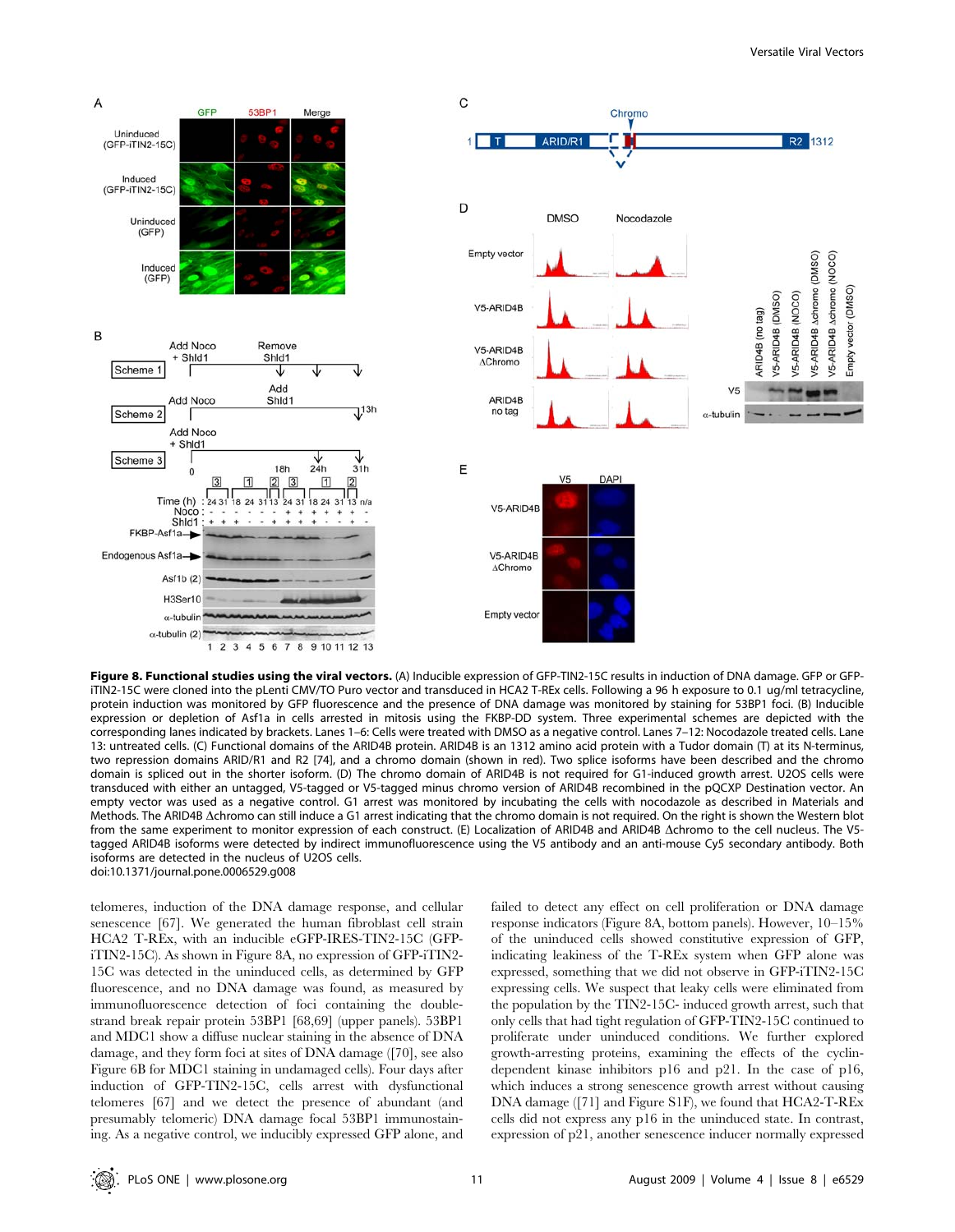**Figure 8. Functional studies using the viral vectors.** (A) Inducible expression of GFP-TIN2-15C results in induction of DNA damage. GFP or GFP-iTIN2-15C were cloned into the pLenti CMV/TO Puro vector and transduced in HCA2 T-REx cells. Following a 96 h exposure to 0.1 ug/ml tetracycline, protein induction was monitored by GFP fluorescence and the presence of DNA damage was monitored by staining for 53BP1 foci. (B) Inducible expression or depletion of Asf1a in cells arrested in mitosis using the FKBP-DD system. Three experimental schemes are depicted with the corresponding lanes indicated by brackets. Lanes 1–6: Cells were treated with DMSO as a negative control. Lanes 7–12: Nocodazole treated cells. Lane 13: untreated cells. (C) Functional domains of the ARID4B protein. ARID4B is an 1312 amino acid protein with a Tudor domain (T) at its N-terminus, two repression domains ARID/R1 and R2 [74], and a chromo domain (shown in red). Two splice isoforms have been described and the chromo domain is spliced out in the shorter isoform. (D) The chromo domain of ARID4B is not required for G1-induced growth arrest. U2OS cells were transduced with either an untagged, V5-tagged or V5-tagged minus chromo version of ARID4B recombined in the pQCXP Destination vector. An empty vector was used as a negative control. G1 arrest was monitored by incubating the cells with nocodazole as described in Materials and Methods. The ARID4B ΔChromo can still induce a G1 arrest indicating that the chromo domain is not required. On the right is shown the Western blot from the same experiment to monitor expression of each construct. (E) Localization of ARID4B and ARID4B Δchromo to the cell nucleus. The V5-tagged ARID4B isoforms were detected by indirect immunofluorescence using the V5 antibody and an anti-mouse Cy5 secondary antibody. Both isoforms are detected in the nucleus of U2OS cells.
doi:10.1371/journal.pone.0006529.g008

telomeres, induction of the DNA damage response, and cellular senescence [67]. We generated the human fibroblast cell strain HCA2 T-REx, with an inducible eGFP-IRES-TIN2-15C (GFP-iTIN2-15C). As shown in Figure 8A, no expression of GFP-iTIN2-15C was detected in the uninduced cells, as determined by GFP fluorescence, and no DNA damage was found, as measured by immunofluorescence detection of foci containing the double-strand break repair protein 53BP1 [68,69] (upper panels). 53BP1 and MDC1 show a diffuse nuclear staining in the absence of DNA damage, and they form foci at sites of DNA damage ([70], see also Figure 6B for MDC1 staining in undamaged cells). Four days after induction of GFP-TIN2-15C, cells with dysfunctional telomeres [67] and we detect the presence of abundant (and presumably telomeric) DNA damage focal 53BP1 immunostaining. As a negative control, we inducibly expressed GFP alone, and failed to detect any effect on cell proliferation or DNA damage response indicators (Figure 8A, bottom panels). However, 10–15% of the uninduced cells showed constitutive expression of GFP, indicating leakiness of the T-REx system when GFP alone was expressed, something that we did not observe in GFP-iTIN2-15C expressing cells. We suspect that leaky cells were eliminated from the population by the TIN2-15C- induced growth arrest, such that only cells that had tight regulation of GFP-TIN2-15C continued to proliferate under uninduced conditions. We further explored growth-arresting proteins, examining the effects of the cyclin-dependent kinase inhibitors p16 and p21. In the case of p16, which induces a strong senescence growth arrest without causing DNA damage ([71] and Figure S1F), we found that HCA2-T-REx cells did not express any p16 in the uninduced state. In contrast, expression of p21, another senescence inducer normally expressed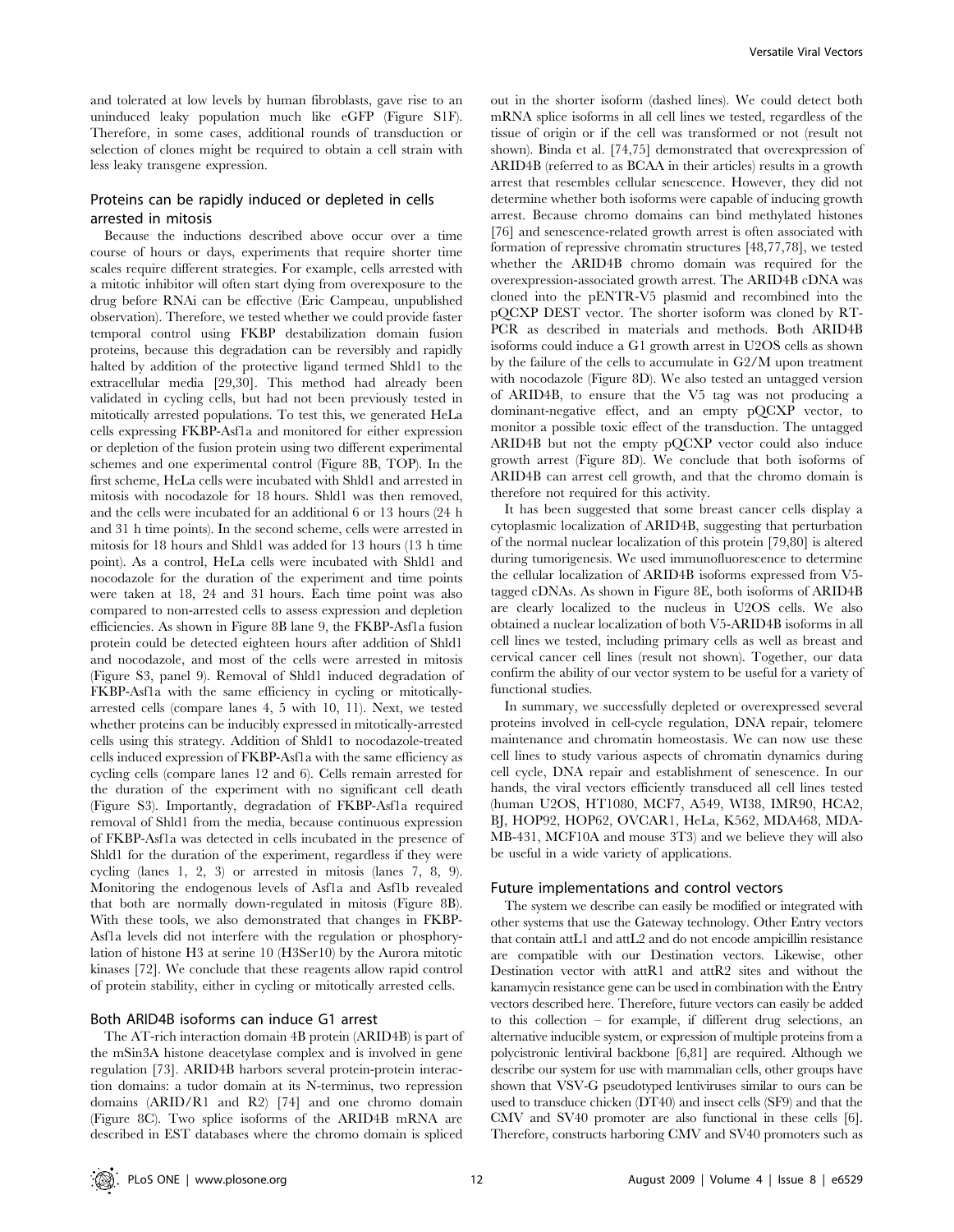and tolerated at low levels by human fibroblasts, gave rise to an uninduced leaky population much like eGFP (Figure S1F). Therefore, in some cases, additional rounds of transduction or selection of clones might be required to obtain a cell strain with less leaky transgene expression.

## Proteins can be rapidly induced or depleted in cells arrested in mitosis

Because the inductions described above occur over a time course of hours or days, experiments that require shorter time scales require different strategies. For example, cells arrested with a mitotic inhibitor will often start dying from overexposure to the drug before RNAi can be effective (Eric Campeau, unpublished observation). Therefore, we tested whether we could provide faster temporal control using FKBP destabilization domain fusion proteins, because this degradation can be reversibly and rapidly halted by addition of the protective ligand termed Shld1 to the extracellular media [29,30]. This method had already been validated in cycling cells, but had not been previously tested in mitotically arrested populations. To test this, we generated HeLa cells expressing FKBP-Asf1a and monitored for either expression or depletion of the fusion protein using two different experimental schemes and one experimental control (Figure 8B, TOP). In the first scheme, HeLa cells were incubated with Shld1 and arrested in mitosis with nocodazole for 18 hours. Shld1 was then removed, and the cells were incubated for an additional 6 or 13 hours (24 h and 31 h time points). In the second scheme, cells were arrested in mitosis for 18 hours and Shld1 was added for 13 hours (13 h time point). As a control, HeLa cells were incubated with Shld1 and nocodazole for the duration of the experiment and time points were taken at 18, 24 and 31 hours. Each time point was also compared to non-arrested cells to assess expression and depletion efficiencies. As shown in Figure 8B lane 9, the FKBP-Asf1a fusion protein could be detected eighteen hours after addition of Shld1 and nocodazole, and most of the cells were arrested in mitosis (Figure S3, panel 9). Removal of Shld1 induced degradation of FKBP-Asf1a with the same efficiency in cycling or mitotically-arrested cells (compare lanes 4, 5 with 10, 11). Next, we tested whether proteins can be inducibly expressed in mitotically-arrested cells using this strategy. Addition of Shld1 to nocodazole-treated cells induced expression of FKBP-Asf1a with the same efficiency as cycling cells (compare lanes 12 and 6). Cells remain arrested for the duration of the experiment with no significant cell death (Figure S3). Importantly, degradation of FKBP-Asf1a required removal of Shld1 from the media, because continuous expression of FKBP-Asf1a was detected in cells incubated in the presence of Shld1 for the duration of the experiment, regardless if they were cycling (lanes 1, 2, 3) or arrested in mitosis (lanes 7, 8, 9). Monitoring the endogenous levels of Asf1a and Asf1b revealed that both are normally down-regulated in mitosis (Figure 8B). With these tools, we also demonstrated that changes in FKBP-Asf1a levels did not interfere with the regulation or phosphorylation of histone H3 at serine 10 (H3Ser10) by the Aurora mitotic kinases [72]. We conclude that these reagents allow rapid control of protein stability, either in cycling or mitotically arrested cells.

## Both ARID4B isoforms can induce G1 arrest

The AT-rich interaction domain 4B protein (ARID4B) is part of the mSin3A histone deacetylase complex and is involved in gene regulation [73]. ARID4B harbors several protein-protein interaction domains: a tudor domain at its N-terminus, two repression domains (ARID/R1 and R2) [74] and one chromo domain (Figure 8C). Two splice isoforms of the ARID4B mRNA are described in EST databases where the chromo domain is spliced out in the shorter isoform (dashed lines). We could detect both mRNA splice isoforms in all cell lines we tested, regardless of the tissue of origin or if the cell was transformed or not (result not shown). Binda et al. [74,75] demonstrated that overexpression of ARID4B (referred to as BCAA in their articles) results in a growth arrest that resembles cellular senescence. However, they did not determine whether both isoforms were capable of inducing growth arrest. Because chromo domains can bind methylated histones [76] and senescence-related growth arrest is often associated with formation of repressive chromatin structures [48,77,78], we tested whether the ARID4B chromo domain was required for the overexpression-associated growth arrest. The ARID4B cDNA was cloned into the pENTR-V5 plasmid and recombined into the pQCXP DEST vector. The shorter isoform was cloned by RT-PCR as described in materials and methods. Both ARID4B isoforms could induce a G1 growth arrest in U2OS cells as shown by the failure of the cells to accumulate in G2/M upon treatment with nocodazole (Figure 8D). We also tested an untagged version of ARID4B, to ensure that the V5 tag was not producing a dominant-negative effect, and an empty pQCXP vector, to monitor a possible toxic effect of the transduction. The untagged ARID4B but not the empty pQCXP vector could also induce growth arrest (Figure 8D). We conclude that both isoforms of ARID4B can arrest cell growth, and that the chromo domain is therefore not required for this activity.

It has been suggested that some breast cancer cells display a cytoplasmic localization of ARID4B, suggesting that perturbation of the normal nuclear localization of this protein [79,80] is altered during tumorigenesis. We used immunofluorescence to determine the cellular localization of ARID4B isoforms expressed from V5-tagged cDNAs. As shown in Figure 8E, both isoforms of ARID4B are clearly localized to the nucleus in U2OS cells. We also obtained a nuclear localization of both V5-ARID4B isoforms in all cell lines we tested, including primary cells as well as breast and cervical cancer cell lines (result not shown). Together, our data confirm the ability of our vector system to be useful for a variety of functional studies.

In summary, we successfully depleted or overexpressed several proteins involved in cell-cycle regulation, DNA repair, telomere maintenance and chromatin homeostasis. We can now use these cell lines to study various aspects of chromatin dynamics during cell cycle, DNA repair and establishment of senescence. In our hands, the viral vectors efficiently transduced all cell lines tested (human U2OS, HT1080, MCF7, A549, WI38, IMR90, HCA2, BJ, HOP92, HOP62, OVCAR1, HeLa, K562, MDA468, MDA-MB-431, MCF10A and mouse 3T3) and we believe they will also be useful in a wide variety of applications.

## Future implementations and control vectors

The system we describe can easily be modified or integrated with other systems that use the Gateway technology. Other Entry vectors that contain attL1 and attL2 and do not encode ampicillin resistance are compatible with our Destination vectors. Likewise, other Destination vector with attR1 and attR2 sites and without the kanamycin resistance gene can be used in combination with the Entry vectors described here. Therefore, future vectors can easily be added to this collection – for example, if different drug selections, an alternative inducible system, or expression of multiple proteins from a polycistronic lentiviral backbone [6,81] are required. Although we describe our system for use with mammalian cells, other groups have shown that VSV-G pseudotyped lentiviruses similar to ours can be used to transduce chicken (DT40) and insect cells (SF9) and that the CMV and SV40 promoter are also functional in these cells [6]. Therefore, constructs harboring CMV and SV40 promoters such as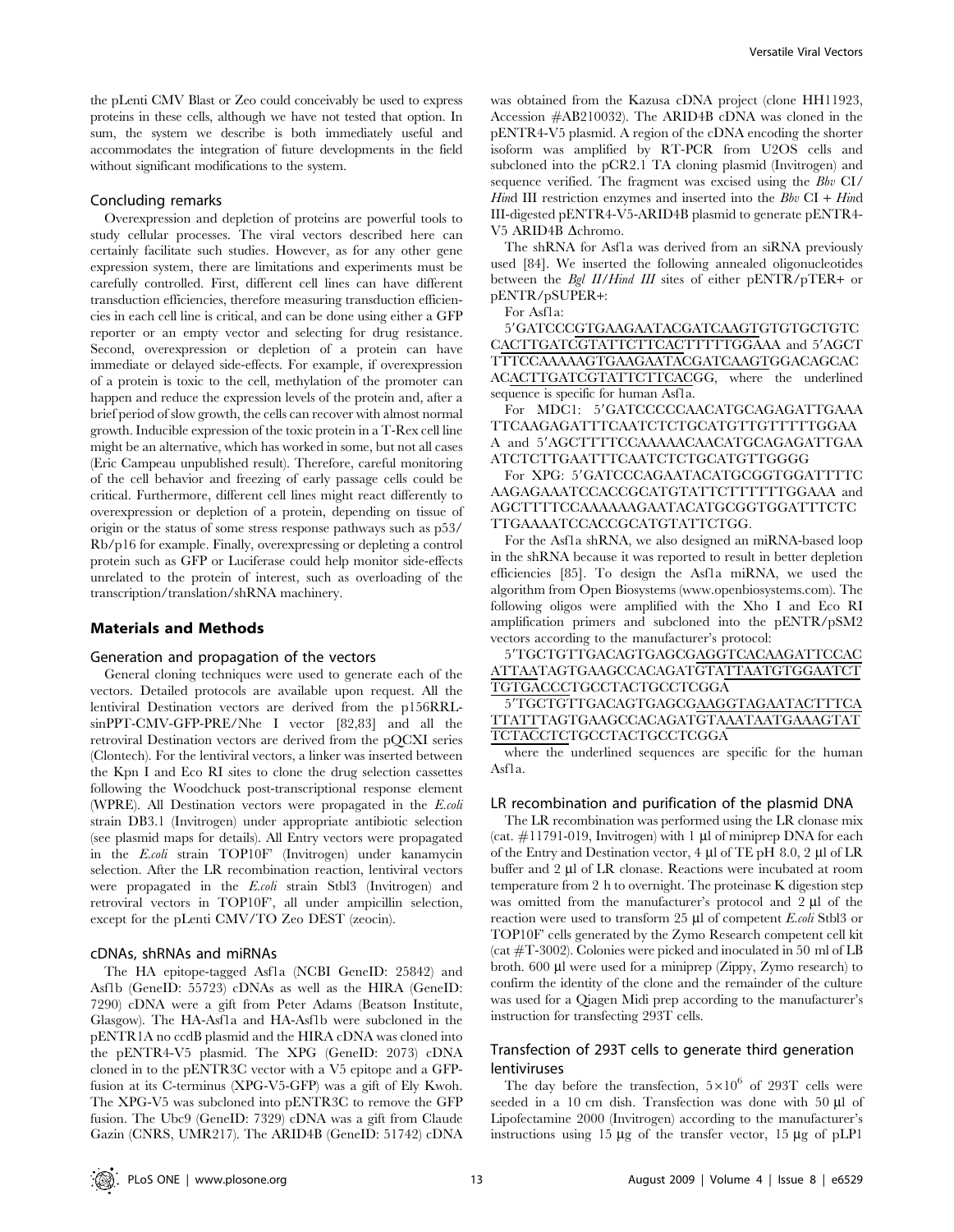the pLenti CMV Blast or Zeo could conceivably be used to express proteins in these cells, although we have not tested that option. In sum, the system we describe is both immediately useful and accommodates the integration of future developments in the field without significant modifications to the system.

### Concluding remarks

Overexpression and depletion of proteins are powerful tools to study cellular processes. The viral vectors described here can certainly facilitate such studies. However, as for any other gene expression system, there are limitations and experiments must be carefully controlled. First, different cell lines can have different transduction efficiencies, therefore measuring transduction efficiencies in each cell line is critical, and can be done using either a GFP reporter or an empty vector and selecting for drug resistance. Second, overexpression or depletion of a protein can have immediate or delayed side-effects. For example, if overexpression of a protein is toxic to the cell, methylation of the promoter can happen and reduce the expression levels of the protein and, after a brief period of slow growth, the cells can recover with almost normal growth. Inducible expression of the toxic protein in a T-Rex cell line might be an alternative, which has worked in some, but not all cases (Eric Campeau unpublished result). Therefore, careful monitoring of the cell behavior and freezing of early passage cells could be critical. Furthermore, different cell lines might react differently to overexpression or depletion of a protein, depending on tissue of origin or the status of some stress response pathways such as p53/Rb/p16 for example. Finally, overexpressing or depleting a control protein such as GFP or Luciferase could help monitor side-effects unrelated to the protein of interest, such as overloading of the transcription/translation/shRNA machinery.

## Materials and Methods

### Generation and propagation of the vectors

General cloning techniques were used to generate each of the vectors. Detailed protocols are available upon request. All the lentiviral Destination vectors are derived from the p156RRL-sinPPT-CMV-GFP-PRE/Nhe I vector [82,83] and all the retroviral Destination vectors are derived from the pQCXI series (Clontech). For the lentiviral vectors, a linker was inserted between the Kpn I and Eco RI sites to clone the drug selection cassettes following the Woodchuck post-transcriptional response element (WPRE). All Destination vectors were propagated in the *E.coli* strain DB3.1 (Invitrogen) under appropriate antibiotic selection (see plasmid maps for details). All Entry vectors were propagated in the *E.coli* strain TOP10F' (Invitrogen) under kanamycin selection. After the LR recombination reaction, lentiviral vectors were propagated in the *E.coli* strain Stbl3 (Invitrogen) and retroviral vectors in TOP10F', all under ampicillin selection, except for the pLenti CMV/TO Zeo DEST (zeocin).

### cDNAs, shRNAs and miRNAs

The HA epitope-tagged Asf1a (NCBI GeneID: 25842) and Asf1b (GeneID: 55723) cDNAs as well as the HIRA (GeneID: 7290) cDNA were a gift from Peter Adams (Beatson Institute, Glasgow). The HA-Asf1a and HA-Asf1b were subcloned in the pENTR1A no ccdB plasmid and the HIRA cDNA was cloned into the pENTR4-V5 plasmid. The XPG (GeneID: 2073) cDNA cloned in to the pENTR3C vector with a V5 epitope and a GFP-fusion at its C-terminus (XPG-V5-GFP) was a gift of Ely Kwoh. The XPG-V5 was subcloned into pENTR3C to remove the GFP fusion. The Ubc9 (GeneID: 7329) cDNA was a gift from Claude Gazin (CNRS, UMR217). The ARID4B (GeneID: 51742) cDNA was obtained from the Kazusa cDNA project (clone HH11923, Accession #AB210032). The ARID4B cDNA was cloned in the pENTR4-V5 plasmid. A region of the cDNA encoding the shorter isoform was amplified by RT-PCR from U2OS cells and subcloned into the pCR2.1 TA cloning plasmid (Invitrogen) and sequence verified. The fragment was excised using the *Bbv* CI/*Hin*d III restriction enzymes and inserted into the *Bbv* CI + *Hin*d III-digested pENTR4-V5-ARID4B plasmid to generate pENTR4-V5 ARID4B Δchromo.

The shRNA for Asf1a was derived from an siRNA previously used [84]. We inserted the following annealed oligonucleotides between the *Bgl II*/*Hind III* sites of either pENTR/pTER+ or pENTR/pSUPER+:

For Asf1a:

5′GATCCCGTGAAGAATACGATCAAGTGTGTGCTGTCCACTTGATCGTATTCTTCACTTTTTGGAAA and 5′AGCTTTTCCAAAAAGTGAAGAATACGATCAAGTGGACAGCACACACTTGATCGTATTCTTCACGG, where the underlined sequence is specific for human Asf1a.

For MDC1: 5′GATCCCCCAACATGCAGAGATTGAAATTCAAGAGATTTCAATCTCTGCATGTTGTTTTTGGAAA and 5′AGCTTTTCCAAAAACAACATGCAGAGATTGAAATCTCTTGAATTTCAATCTCTGCATGTTGGGG

For XPG: 5′GATCCCAGAATACATGCGGTGGATTTTCAAGAGAAATCCACCGCATGTATTCTTTTTTGGAAA and AGCTTTTCCAAAAAAGAATACATGCGGTGGATTTCTCTTGAAAATCCACCGCATGTATTCTGG.

For the Asf1a shRNA, we also designed an miRNA-based loop in the shRNA because it was reported to result in better depletion efficiencies [85]. To design the Asf1a miRNA, we used the algorithm from Open Biosystems (www.openbiosystems.com). The following oligos were amplified with the Xho I and Eco RI amplification primers and subcloned into the pENTR/pSM2 vectors according to the manufacturer's protocol:

5′TGCTGTTGACAGTGAGCGAGGTCACAAGATTCCACATTAATAGTGAAGCCACAGATGTATTAATGTGGAATCTTGTGACCCTGCCTACTGCCTCGGA

5′TGCTGTTGACAGTGAGCGAAGGTAGAATACTTTCATTATTTAGTGAAGCCACAGATGTAAATAATGAAAGTATTCTACCTCTGCCTACTGCCTCGGA

where the underlined sequences are specific for the human Asf1a.

### LR recombination and purification of the plasmid DNA

The LR recombination was performed using the LR clonase mix (cat. #11791-019, Invitrogen) with 1 µl of miniprep DNA for each of the Entry and Destination vector, 4 µl of TE pH 8.0, 2 µl of LR buffer and 2 µl of LR clonase. Reactions were incubated at room temperature from 2 h to overnight. The proteinase K digestion step was omitted from the manufacturer's protocol and 2 µl of the reaction were used to transform 25 µl of competent *E.coli* Stbl3 or TOP10F' cells generated by the Zymo Research competent cell kit (cat #T-3002). Colonies were picked and inoculated in 50 ml of LB broth. 600 µl were used for a miniprep (Zippy, Zymo research) to confirm the identity of the clone and the remainder of the culture was used for a Qiagen Midi prep according to the manufacturer's instruction for transfecting 293T cells.

### Transfection of 293T cells to generate third generation lentiviruses

The day before the transfection, $5\times10^6$ of 293T cells were seeded in a 10 cm dish. Transfection was done with 50 µl of Lipofectamine 2000 (Invitrogen) according to the manufacturer's instructions using 15 µg of the transfer vector, 15 µg of pLP1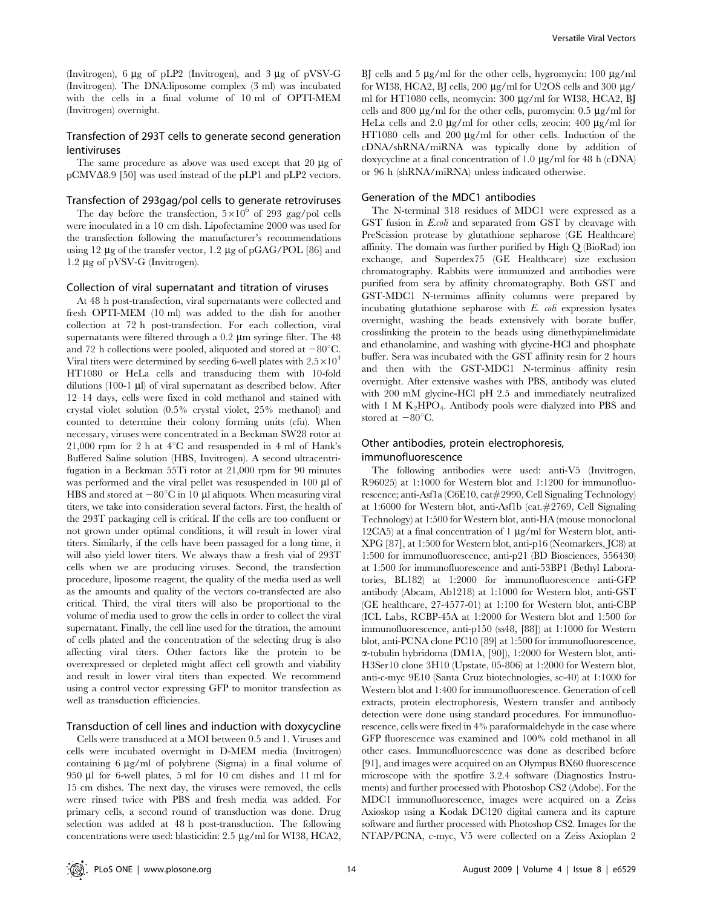(Invitrogen), 6 μg of pLP2 (Invitrogen), and 3 μg of pVSV-G (Invitrogen). The DNA:liposome complex (3 ml) was incubated with the cells in a final volume of 10 ml of OPTI-MEM (Invitrogen) overnight.

### Transfection of 293T cells to generate second generation lentiviruses

The same procedure as above was used except that 20 μg of pCMVΔ8.9 [50] was used instead of the pLP1 and pLP2 vectors.

### Transfection of 293gag/pol cells to generate retroviruses

The day before the transfection, $5\times10^6$ of 293 gag/pol cells were inoculated in a 10 cm dish. Lipofectamine 2000 was used for the transfection following the manufacturer's recommendations using 12 μg of the transfer vector, 1.2 μg of pGAG/POL [86] and 1.2 μg of pVSV-G (Invitrogen).

### Collection of viral supernatant and titration of viruses

At 48 h post-transfection, viral supernatants were collected and fresh OPTI-MEM (10 ml) was added to the dish for another collection at 72 h post-transfection. For each collection, viral supernatants were filtered through a 0.2 μm syringe filter. The 48 and 72 h collections were pooled, aliquoted and stored at −80°C. Viral titers were determined by seeding 6-well plates with $2.5\times10^4$ HT1080 or HeLa cells and transducing them with 10-fold dilutions (100-1 μl) of viral supernatant as described below. After 12–14 days, cells were fixed in cold methanol and stained with crystal violet solution (0.5% crystal violet, 25% methanol) and counted to determine their colony forming units (cfu). When necessary, viruses were concentrated in a Beckman SW28 rotor at 21,000 rpm for 2 h at 4°C and resuspended in 4 ml of Hank's Buffered Saline solution (HBS, Invitrogen). A second ultracentrifugation in a Beckman 55Ti rotor at 21,000 rpm for 90 minutes was performed and the viral pellet was resuspended in 100 μl of HBS and stored at −80°C in 10 μl aliquots. When measuring viral titers, we take into consideration several factors. First, the health of the 293T packaging cell is critical. If the cells are too confluent or not grown under optimal conditions, it will result in lower viral titers. Similarly, if the cells have been passaged for a long time, it will also yield lower titers. We always thaw a fresh vial of 293T cells when we are producing viruses. Second, the transfection procedure, liposome reagent, the quality of the media used as well as the amounts and quality of the vectors co-transfected are also critical. Third, the viral titers will also be proportional to the volume of media used to grow the cells in order to collect the viral supernatant. Finally, the cell line used for the titration, the amount of cells plated and the concentration of the selecting drug is also affecting viral titers. Other factors like the protein to be overexpressed or depleted might affect cell growth and viability and result in lower viral titers than expected. We recommend using a control vector expressing GFP to monitor transfection as well as transduction efficiencies.

### Transduction of cell lines and induction with doxycycline

Cells were transduced at a MOI between 0.5 and 1. Viruses and cells were incubated overnight in D-MEM media (Invitrogen) containing 6 μg/ml of polybrene (Sigma) in a final volume of 950 μl for 6-well plates, 5 ml for 10 cm dishes and 11 ml for 15 cm dishes. The next day, the viruses were removed, the cells were rinsed twice with PBS and fresh media was added. For primary cells, a second round of transduction was done. Drug selection was added at 48 h post-transduction. The following concentrations were used: blasticidin: 2.5 μg/ml for WI38, HCA2, BJ cells and 5 μg/ml for the other cells, hygromycin: 100 μg/ml for WI38, HCA2, BJ cells, 200 μg/ml for U2OS cells and 300 μg/ml for HT1080 cells, neomycin: 300 μg/ml for WI38, HCA2, BJ cells and 800 μg/ml for the other cells, puromycin: 0.5 μg/ml for HeLa cells and 2.0 μg/ml for other cells, zeocin: 400 μg/ml for HT1080 cells and 200 μg/ml for other cells. Induction of the cDNA/shRNA/miRNA was typically done by addition of doxycycline at a final concentration of 1.0 μg/ml for 48 h (cDNA) or 96 h (shRNA/miRNA) unless indicated otherwise.

### Generation of the MDC1 antibodies

The N-terminal 318 residues of MDC1 were expressed as a GST fusion in *E.coli* and separated from GST by cleavage with PreScission protease by glutathione sepharose (GE Healthcare) affinity. The domain was further purified by High Q (BioRad) ion exchange, and Superdex75 (GE Healthcare) size exclusion chromatography. Rabbits were immunized and antibodies were purified from sera by affinity chromatography. Both GST and GST-MDC1 N-terminus affinity columns were prepared by incubating glutathione sepharose with *E. coli* expression lysates overnight, washing the beads extensively with borate buffer, crosslinking the protein to the beads using dimethypimelimidate and ethanolamine, and washing with glycine-HCl and phosphate buffer. Sera was incubated with the GST affinity resin for 2 hours and then with the GST-MDC1 N-terminus affinity resin overnight. After extensive washes with PBS, antibody was eluted with 200 mM glycine-HCl pH 2.5 and immediately neutralized with 1 M $K_2HPO_4$. Antibody pools were dialyzed into PBS and stored at −80°C.

### Other antibodies, protein electrophoresis, immunofluorescence

The following antibodies were used: anti-V5 (Invitrogen, R96025) at 1:1000 for Western blot and 1:1200 for immunofluorescence; anti-Asf1a (C6E10, cat#2990, Cell Signaling Technology) at 1:6000 for Western blot, anti-Asf1b (cat.#2769, Cell Signaling Technology) at 1:500 for Western blot, anti-HA (mouse monoclonal 12CA5) at a final concentration of 1 μg/ml for Western blot, anti-XPG [87], at 1:500 for Western blot, anti-p16 (Neomarkers, JC8) at 1:500 for immunofluorescence, anti-p21 (BD Biosciences, 556430) at 1:500 for immunofluorescence and anti-53BP1 (Bethyl Laboratories, BL182) at 1:2000 for immunofluorescence anti-GFP antibody (Abcam, Ab1218) at 1:1000 for Western blot, anti-GST (GE healthcare, 27-4577-01) at 1:100 for Western blot, anti-CBP (ICL Labs, RCBP-45A at 1:2000 for Western blot and 1:500 for immunofluorescence, anti-p150 (ss48, [88]) at 1:1000 for Western blot, anti-PCNA clone PC10 [89] at 1:500 for immunofluorescence, α-tubulin hybridoma (DM1A, [90]), 1:2000 for Western blot, anti-H3Ser10 clone 3H10 (Upstate, 05-806) at 1:2000 for Western blot, anti-c-myc 9E10 (Santa Cruz biotechnologies, sc-40) at 1:1000 for Western blot and 1:400 for immunofluorescence. Generation of cell extracts, protein electrophoresis, Western transfer and antibody detection were done using standard procedures. For immunofluorescence, cells were fixed in 4% paraformaldehyde in the case where GFP fluorescence was examined and 100% cold methanol in all other cases. Immunofluorescence was done as described before [91], and images were acquired on an Olympus BX60 fluorescence microscope with the spotfire 3.2.4 software (Diagnostics Instruments) and further processed with Photoshop CS2 (Adobe). For the MDC1 immunofluorescence, images were acquired on a Zeiss Axioskop using a Kodak DC120 digital camera and its capture software and further processed with Photoshop CS2. Images for the NTAP/PCNA, c-myc, V5 were collected on a Zeiss Axioplan 2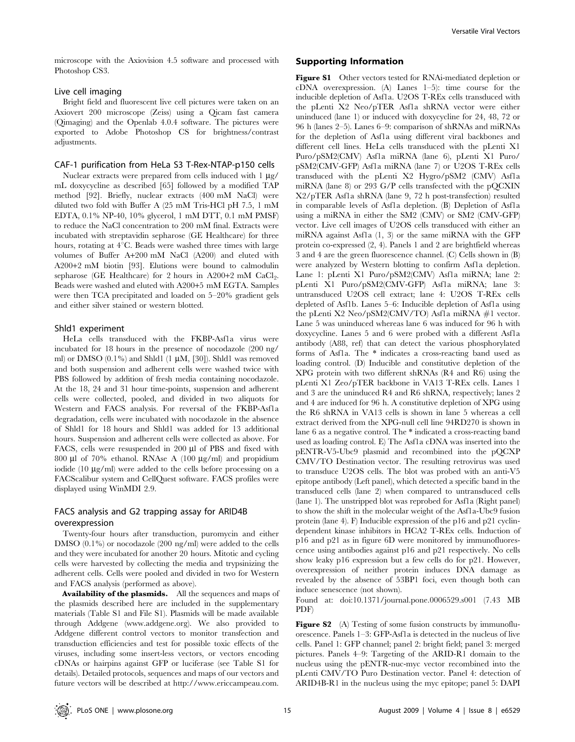microscope with the Axiovision 4.5 software and processed with Photoshop CS3.

### Live cell imaging

Bright field and fluorescent live cell pictures were taken on an Axiovert 200 microscope (Zeiss) using a Qicam fast camera (Qimaging) and the Openlab 4.0.4 software. The pictures were exported to Adobe Photoshop CS for brightness/contrast adjustments.

### CAF-1 purification from HeLa S3 T-Rex-NTAP-p150 cells

Nuclear extracts were prepared from cells induced with 1 µg/mL doxycycline as described [65] followed by a modified TAP method [92]. Briefly, nuclear extracts (400 mM NaCl) were diluted two fold with Buffer A (25 mM Tris-HCl pH 7.5, 1 mM EDTA, 0.1% NP-40, 10% glycerol, 1 mM DTT, 0.1 mM PMSF) to reduce the NaCl concentration to 200 mM final. Extracts were incubated with streptavidin sepharose (GE Healthcare) for three hours, rotating at 4°C. Beads were washed three times with large volumes of Buffer A+200 mM NaCl (A200) and eluted with A200+2 mM biotin [93]. Elutions were bound to calmodulin sepharose (GE Healthcare) for 2 hours in A200+2 mM $CaCl_2$. Beads were washed and eluted with A200+5 mM EGTA. Samples were then TCA precipitated and loaded on 5–20% gradient gels and either silver stained or western blotted.

### Shld1 experiment

HeLa cells transduced with the FKBP-Asf1a virus were incubated for 18 hours in the presence of nocodazole (200 ng/ml) or DMSO (0.1%) and Shld1 (1 µM, [30]). Shld1 was removed and both suspension and adherent cells were washed twice with PBS followed by addition of fresh media containing nocodazole. At the 18, 24 and 31 hour time-points, suspension and adherent cells were collected, pooled, and divided in two aliquots for Western and FACS analysis. For reversal of the FKBP-Asf1a degradation, cells were incubated with nocodazole in the absence of Shld1 for 18 hours and Shld1 was added for 13 additional hours. Suspension and adherent cells were collected as above. For FACS, cells were resuspended in 200 µl of PBS and fixed with 800 µl of 70% ethanol. RNAse A (100 µg/ml) and propidium iodide (10 µg/ml) were added to the cells before processing on a FACScalibur system and CellQuest software. FACS profiles were displayed using WinMDI 2.9.

### FACS analysis and G2 trapping assay for ARID4B overexpression

Twenty-four hours after transduction, puromycin and either DMSO (0.1%) or nocodazole (200 ng/ml) were added to the cells and they were incubated for another 20 hours. Mitotic and cycling cells were harvested by collecting the media and trypsinizing the adherent cells. Cells were pooled and divided in two for Western and FACS analysis (performed as above).

**Availability of the plasmids.** All the sequences and maps of the plasmids described here are included in the supplementary materials (Table S1 and File S1). Plasmids will be made available through Addgene (www.addgene.org). We also provided to Addgene different control vectors to monitor transfection and transduction efficiencies and test for possible toxic effects of the viruses, including some insert-less vectors, or vectors encoding cDNAs or hairpins against GFP or luciferase (see Table S1 for details). Detailed protocols, sequences and maps of our vectors and future vectors will be described at http://www.ericcampeau.com.

## Supporting Information

**Figure S1** Other vectors tested for RNAi-mediated depletion or cDNA overexpression. (A) Lanes 1–5): time course for the inducible depletion of Asf1a. U2OS T-REx cells transduced with the pLenti X2 Neo/pTER Asf1a shRNA vector were either uninduced (lane 1) or induced with doxycycline for 24, 48, 72 or 96 h (lanes 2–5). Lanes 6–9: comparison of shRNAs and miRNAs for the depletion of Asf1a using different viral backbones and different cell lines. HeLa cells transduced with the pLenti X1 Puro/pSM2(CMV) Asf1a miRNA (lane 6), pLenti X1 Puro/pSM2(CMV-GFP) Asf1a miRNA (lane 7) or U2OS T-REx cells transduced with the pLenti X2 Hygro/pSM2 (CMV) Asf1a miRNA (lane 8) or 293 G/P cells transfected with the pQCXIN X2/pTER Asf1a shRNA (lane 9, 72 h post-transfection) resulted in comparable levels of Asf1a depletion. (B) Depletion of Asf1a using a miRNA in either the SM2 (CMV) or SM2 (CMV-GFP) vector. Live cell images of U2OS cells transduced with either an miRNA against Asf1a (1, 3) or the same miRNA with the GFP protein co-expressed (2, 4). Panels 1 and 2 are brightfield whereas 3 and 4 are the green fluorescence channel. (C) Cells shown in (B) were analyzed by Western blotting to confirm Asf1a depletion. Lane 1: pLenti X1 Puro/pSM2(CMV) Asf1a miRNA; lane 2: pLenti X1 Puro/pSM2(CMV-GFP) Asf1a miRNA; lane 3: untransduced U2OS cell extract; lane 4: U2OS T-REx cells depleted of Asf1b. Lanes 5–6: Inducible depletion of Asf1a using the pLenti X2 Neo/pSM2(CMV/TO) Asf1a miRNA #1 vector. Lane 5 was uninduced whereas lane 6 was induced for 96 h with doxycycline. Lanes 5 and 6 were probed with a different Asf1a antibody (A88, ref) that can detect the various phosphorylated forms of Asf1a. The * indicates a cross-reacting band used as loading control. (D) Inducible and constitutive depletion of the XPG protein with two different shRNAs (R4 and R6) using the pLenti X1 Zeo/pTER backbone in VA13 T-REx cells. Lanes 1 and 3 are the uninduced R4 and R6 shRNA, respectively; lanes 2 and 4 are induced for 96 h. A constitutive depletion of XPG using the R6 shRNA in VA13 cells is shown in lane 5 whereas a cell extract derived from the XPG-null cell line 94RD270 is shown in lane 6 as a negative control. The * indicated a cross-reacting band used as loading control. E) The Asf1a cDNA was inserted into the pENTR-V5-Ubc9 plasmid and recombined into the pQCXP CMV/TO Destination vector. The resulting retrovirus was used to transduce U2OS cells. The blot was probed with an anti-V5 epitope antibody (Left panel), which detected a specific band in the transduced cells (lane 2) when compared to untransduced cells (lane 1). The unstripped blot was reprobed for Asf1a (Right panel) to show the shift in the molecular weight of the Asf1a-Ubc9 fusion protein (lane 4). F) Inducible expression of the p16 and p21 cyclin-dependent kinase inhibitors in HCA2 T-REx cells. Induction of p16 and p21 as in figure 6D were monitored by immunofluorescence using antibodies against p16 and p21 respectively. No cells show leaky p16 expression but a few cells do for p21. However, overexpression of neither protein induces DNA damage as revealed by the absence of 53BP1 foci, even though both can induce senescence (not shown).

Found at: doi:10.1371/journal.pone.0006529.s001 (7.43 MB PDF)

**Figure S2** (A) Testing of some fusion constructs by immunofluorescence. Panels 1–3: GFP-Asf1a is detected in the nucleus of live cells. Panel 1: GFP channel; panel 2: bright field; panel 3: merged pictures. Panels 4–9: Targeting of the ARID-R1 domain to the nucleus using the pENTR-nuc-myc vector recombined into the pLenti CMV/TO Puro Destination vector. Panel 4: detection of ARID4B-R1 in the nucleus using the myc epitope; panel 5: DAPI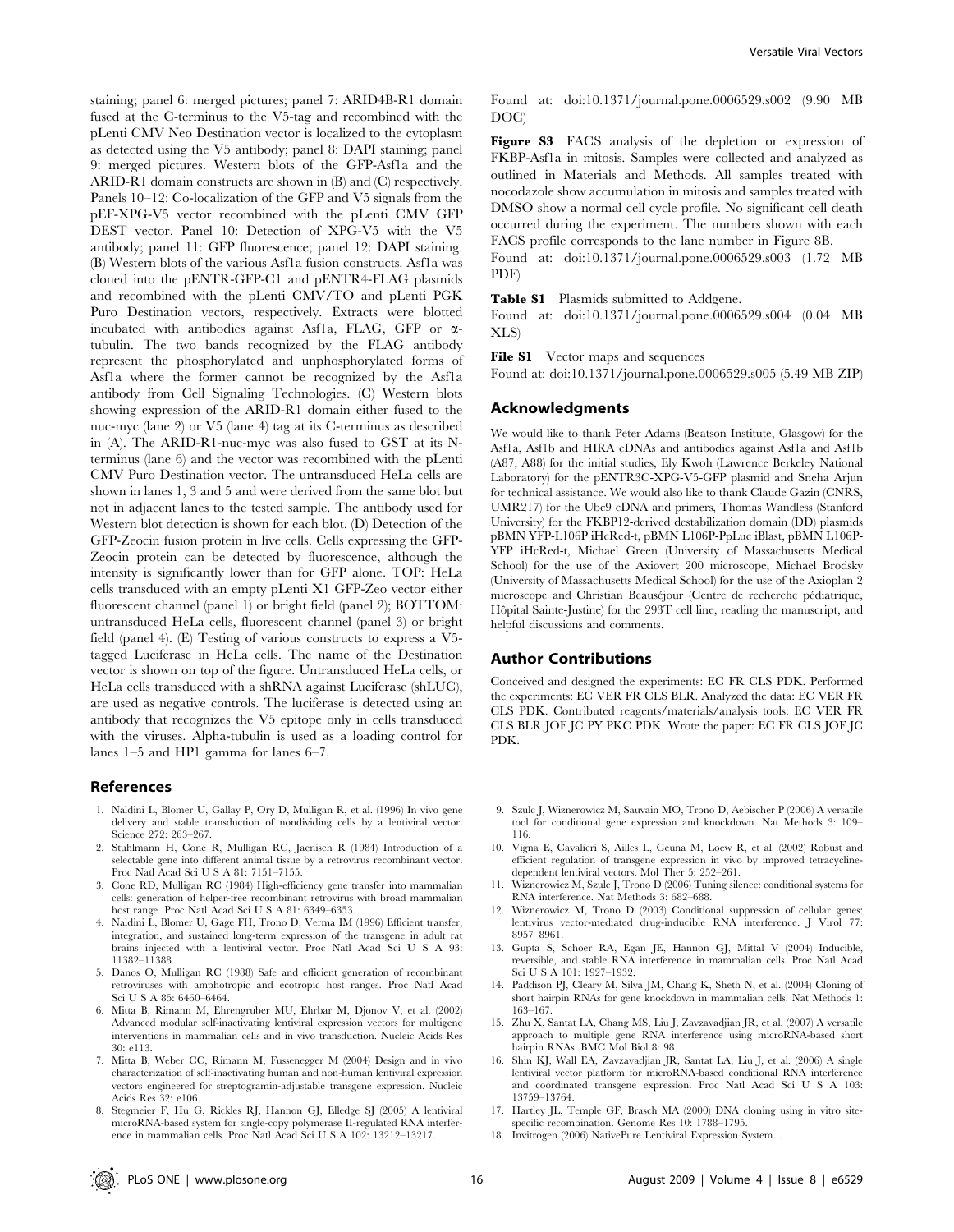staining; panel 6: merged pictures; panel 7: ARID4B-R1 domain fused at the C-terminus to the V5-tag and recombined with the pLenti CMV Neo Destination vector is localized to the cytoplasm as detected using the V5 antibody; panel 8: DAPI staining; panel 9: merged pictures. Western blots of the GFP-Asf1a and the ARID-R1 domain constructs are shown in (B) and (C) respectively. Panels 10–12: Co-localization of the GFP and V5 signals from the pEF-XPG-V5 vector recombined with the pLenti CMV GFP DEST vector. Panel 10: Detection of XPG-V5 with the V5 antibody; panel 11: GFP fluorescence; panel 12: DAPI staining. (B) Western blots of the various Asf1a fusion constructs. Asf1a was cloned into the pENTR-GFP-C1 and pENTR4-FLAG plasmids and recombined with the pLenti CMV/TO and pLenti PGK Puro Destination vectors, respectively. Extracts were blotted incubated with antibodies against Asf1a, FLAG, GFP or α-tubulin. The two bands recognized by the FLAG antibody represent the phosphorylated and unphosphorylated forms of Asf1a where the former cannot be recognized by the Asf1a antibody from Cell Signaling Technologies. (C) Western blots showing expression of the ARID-R1 domain either fused to the nuc-myc (lane 2) or V5 (lane 4) tag at its C-terminus as described in (A). The ARID-R1-nuc-myc was also fused to GST at its N-terminus (lane 6) and the vector was recombined with the pLenti CMV Puro Destination vector. The untransduced HeLa cells are shown in lanes 1, 3 and 5 and were derived from the same blot but not in adjacent lanes to the tested sample. The antibody used for Western blot detection is shown for each blot. (D) Detection of the GFP-Zeocin fusion protein in live cells. Cells expressing the GFP-Zeocin protein can be detected by fluorescence, although the intensity is significantly lower than for GFP alone. TOP: HeLa cells transduced with an empty pLenti X1 GFP-Zeo vector either fluorescent channel (panel 1) or bright field (panel 2); BOTTOM: untransduced HeLa cells, fluorescent channel (panel 3) or bright field (panel 4). (E) Testing of various constructs to express a V5-tagged Luciferase in HeLa cells. The name of the Destination vector is shown on top of the figure. Untransduced HeLa cells, or HeLa cells transduced with a shRNA against Luciferase (shLUC), are used as negative controls. The luciferase is detected using an antibody that recognizes the V5 epitope only in cells transduced with the viruses. Alpha-tubulin is used as a loading control for lanes 1–5 and HP1 gamma for lanes 6–7.

Found at: doi:10.1371/journal.pone.0006529.s002 (9.90 MB DOC)

**Figure S3** FACS analysis of the depletion or expression of FKBP-Asf1a in mitosis. Samples were collected and analyzed as outlined in Materials and Methods. All samples treated with nocodazole show accumulation in mitosis and samples treated with DMSO show a normal cell cycle profile. No significant cell death occurred during the experiment. The numbers shown with each FACS profile corresponds to the lane number in Figure 8B.

Found at: doi:10.1371/journal.pone.0006529.s003 (1.72 MB PDF)

**Table S1** Plasmids submitted to Addgene.

Found at: doi:10.1371/journal.pone.0006529.s004 (0.04 MB XLS)

**File S1** Vector maps and sequences

Found at: doi:10.1371/journal.pone.0006529.s005 (5.49 MB ZIP)

## Acknowledgments

We would like to thank Peter Adams (Beatson Institute, Glasgow) for the Asf1a, Asf1b and HIRA cDNAs and antibodies against Asf1a and Asf1b (A87, A88) for the initial studies, Ely Kwoh (Lawrence Berkeley National Laboratory) for the pENTR3C-XPG-V5-GFP plasmid and Sneha Arjun for technical assistance. We would also like to thank Claude Gazin (CNRS, UMR217) for the Ubc9 cDNA and primers, Thomas Wandless (Stanford University) for the FKBP12-derived destabilization domain (DD) plasmids pBMN YFP-L106P iHcRed-t, pBMN L106P-PpLuc iBlast, pBMN L106P-YFP iHcRed-t, Michael Green (University of Massachusetts Medical School) for the use of the Axiovert 200 microscope, Michael Brodsky (University of Massachusetts Medical School) for the use of the Axioplan 2 microscope and Christian Beauséjour (Centre de recherche pédiatrique, Hôpital Sainte-Justine) for the 293T cell line, reading the manuscript, and helpful discussions and comments.

## Author Contributions

Conceived and designed the experiments: EC FR CLS PDK. Performed the experiments: EC VER FR CLS BLR. Analyzed the data: EC VER FR CLS PDK. Contributed reagents/materials/analysis tools: EC VER FR CLS BLR JOF JC PY PKC PDK. Wrote the paper: EC FR CLS JOF JC PDK.

## References

1. Naldini L, Blomer U, Gallay P, Ory D, Mulligan R, et al. (1996) In vivo gene delivery and stable transduction of nondividing cells by a lentiviral vector. Science 272: 263–267.
2. Stuhlmann H, Cone R, Mulligan RC, Jaenisch R (1984) Introduction of a selectable gene into different animal tissue by a retrovirus recombinant vector. Proc Natl Acad Sci U S A 81: 7151–7155.
3. Cone RD, Mulligan RC (1984) High-efficiency gene transfer into mammalian cells: generation of helper-free recombinant retrovirus with broad mammalian host range. Proc Natl Acad Sci U S A 81: 6349–6353.
4. Naldini L, Blomer U, Gage FH, Trono D, Verma IM (1996) Efficient transfer, integration, and sustained long-term expression of the transgene in adult rat brains injected with a lentiviral vector. Proc Natl Acad Sci U S A 93: 11382–11388.
5. Danos O, Mulligan RC (1988) Safe and efficient generation of recombinant retroviruses with amphotropic and ecotropic host ranges. Proc Natl Acad Sci U S A 85: 6460–6464.
6. Mitta B, Rimann M, Ehrengruber MU, Ehrbar M, Djonov V, et al. (2002) Advanced modular self-inactivating lentiviral expression vectors for multigene interventions in mammalian cells and in vivo transduction. Nucleic Acids Res 30: e113.
7. Mitta B, Weber CC, Rimann M, Fussenegger M (2004) Design and in vivo characterization of self-inactivating human and non-human lentiviral expression vectors engineered for streptogramin-adjustable transgene expression. Nucleic Acids Res 32: e106.
8. Stegmeier F, Hu G, Rickles RJ, Hannon GJ, Elledge SJ (2005) A lentiviral microRNA-based system for single-copy polymerase II-regulated RNA interference in mammalian cells. Proc Natl Acad Sci U S A 102: 13212–13217.
9. Szulc J, Wiznerowicz M, Sauvain MO, Trono D, Aebischer P (2006) A versatile tool for conditional gene expression and knockdown. Nat Methods 3: 109–116.
10. Vigna E, Cavalieri S, Ailles L, Geuna M, Loew R, et al. (2002) Robust and efficient regulation of transgene expression in vivo by improved tetracycline-dependent lentiviral vectors. Mol Ther 5: 252–261.
11. Wiznerowicz M, Szulc J, Trono D (2006) Tuning silence: conditional systems for RNA interference. Nat Methods 3: 682–688.
12. Wiznerowicz M, Trono D (2003) Conditional suppression of cellular genes: lentivirus vector-mediated drug-inducible RNA interference. J Virol 77: 8957–8961.
13. Gupta S, Schoer RA, Egan JE, Hannon GJ, Mittal V (2004) Inducible, reversible, and stable RNA interference in mammalian cells. Proc Natl Acad Sci U S A 101: 1927–1932.
14. Paddison PJ, Cleary M, Silva JM, Chang K, Sheth N, et al. (2004) Cloning of short hairpin RNAs for gene knockdown in mammalian cells. Nat Methods 1: 163–167.
15. Zhu X, Santat LA, Chang MS, Liu J, Zavzavadjian JR, et al. (2007) A versatile approach to multiple gene RNA interference using microRNA-based short hairpin RNAs. BMC Mol Biol 8: 98.
16. Shin KJ, Wall EA, Zavzavadjian JR, Santat LA, Liu J, et al. (2006) A single lentiviral vector platform for microRNA-based conditional RNA interference and coordinated transgene expression. Proc Natl Acad Sci U S A 103: 13759–13764.
17. Hartley JL, Temple GF, Brasch MA (2000) DNA cloning using in vitro site-specific recombination. Genome Res 10: 1788–1795.
18. Invitrogen (2006) NativePure Lentiviral Expression System. .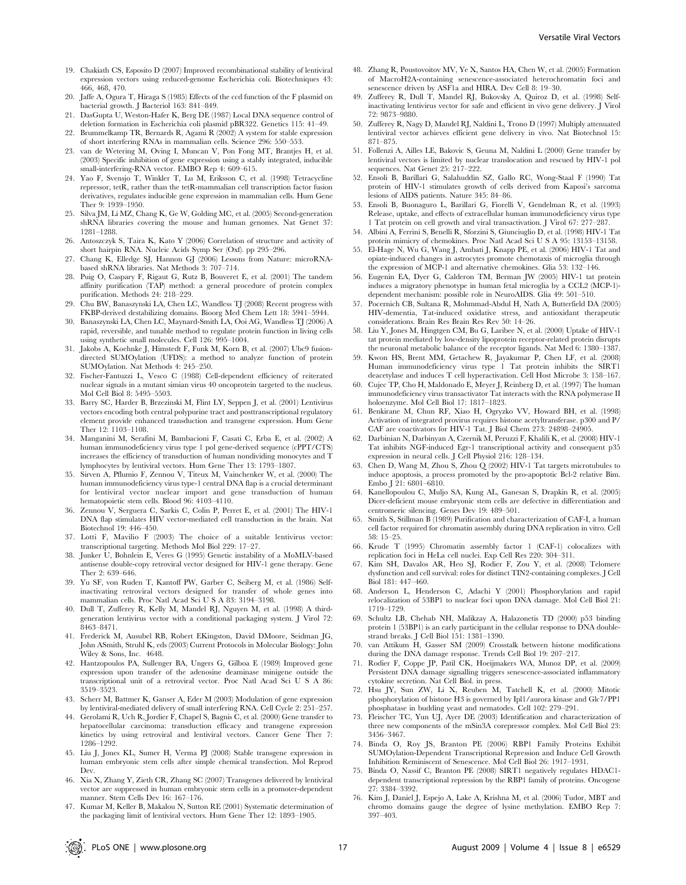19. Chakiath CS, Esposito D (2007) Improved recombinational stability of lentiviral expression vectors using reduced-genome Escherichia coli. Biotechniques 43: 466, 468, 470.
20. Jaffe A, Ogura T, Hiraga S (1985) Effects of the ccd function of the F plasmid on bacterial growth. J Bacteriol 163: 841–849.
21. DasGupta U, Weston-Hafer K, Berg DE (1987) Local DNA sequence control of deletion formation in Escherichia coli plasmid pBR322. Genetics 115: 41–49.
22. Brummelkamp TR, Bernards R, Agami R (2002) A system for stable expression of short interfering RNAs in mammalian cells. Science 296: 550–553.
23. van de Wetering M, Oving I, Muncan V, Pon Fong MT, Brantjes H, et al. (2003) Specific inhibition of gene expression using a stably integrated, inducible small-interfering-RNA vector. EMBO Rep 4: 609–615.
24. Yao F, Svensjo T, Winkler T, Lu M, Eriksson C, et al. (1998) Tetracycline repressor, tetR, rather than the tetR-mammalian cell transcription factor fusion derivatives, regulates inducible gene expression in mammalian cells. Hum Gene Ther 9: 1939–1950.
25. Silva JM, Li MZ, Chang K, Ge W, Golding MC, et al. (2005) Second-generation shRNA libraries covering the mouse and human genomes. Nat Genet 37: 1281–1288.
26. Antoszczyk S, Taira K, Kato Y (2006) Correlation of structure and activity of short hairpin RNA. Nucleic Acids Symp Ser (Oxf). pp 295–296.
27. Chang K, Elledge SJ, Hannon GJ (2006) Lessons from Nature: microRNA-based shRNA libraries. Nat Methods 3: 707–714.
28. Puig O, Caspary F, Rigaut G, Rutz B, Bouveret E, et al. (2001) The tandem affinity purification (TAP) method: a general procedure of protein complex purification. Methods 24: 218–229.
29. Chu BW, Banaszynski LA, Chen LC, Wandless TJ (2008) Recent progress with FKBP-derived destabilizing domains. Bioorg Med Chem Lett 18: 5941–5944.
30. Banaszynski LA, Chen LC, Maynard-Smith LA, Ooi AG, Wandless TJ (2006) A rapid, reversible, and tunable method to regulate protein function in living cells using synthetic small molecules. Cell 126: 995–1004.
31. Jakobs A, Koehnke J, Himstedt F, Funk M, Korn B, et al. (2007) Ubc9 fusion-directed SUMOylation (UFDS): a method to analyze function of protein SUMOylation. Nat Methods 4: 245–250.
32. Fischer-Fantuzzi L, Vesco C (1988) Cell-dependent efficiency of reiterated nuclear signals in a mutant simian virus 40 oncoprotein targeted to the nucleus. Mol Cell Biol 8: 5495–5503.
33. Barry SC, Harder B, Brzezinski M, Flint LY, Seppen J, et al. (2001) Lentivirus vectors encoding both central polypurine tract and posttranscriptional regulatory element provide enhanced transduction and transgene expression. Hum Gene Ther 12: 1103–1108.
34. Manganini M, Serafini M, Bambacioni F, Casati C, Erba E, et al. (2002) A human immunodeficiency virus type 1 pol gene-derived sequence (cPPT/CTS) increases the efficiency of transduction of human nondividing monocytes and T lymphocytes by lentiviral vectors. Hum Gene Ther 13: 1793–1807.
35. Sirven A, Pflumio F, Zennou V, Titeux M, Vainchenker W, et al. (2000) The human immunodeficiency virus type-1 central DNA flap is a crucial determinant for lentiviral vector nuclear import and gene transduction of human hematopoietic stem cells. Blood 96: 4103–4110.
36. Zennou V, Serguera C, Sarkis C, Colin P, Perret E, et al. (2001) The HIV-1 DNA flap stimulates HIV vector-mediated cell transduction in the brain. Nat Biotechnol 19: 446–450.
37. Lotti F, Mavilio F (2003) The choice of a suitable lentivirus vector: transcriptional targeting. Methods Mol Biol 229: 17–27.
38. Junker U, Bohnlein E, Veres G (1995) Genetic instability of a MoMLV-based antisense double-copy retroviral vector designed for HIV-1 gene therapy. Gene Ther 2: 639–646.
39. Yu SF, von Ruden T, Kantoff PW, Garber C, Seiberg M, et al. (1986) Self-inactivating retroviral vectors designed for transfer of whole genes into mammalian cells. Proc Natl Acad Sci U S A 83: 3194–3198.
40. Dull T, Zufferey R, Kelly M, Mandel RJ, Nguyen M, et al. (1998) A third-generation lentivirus vector with a conditional packaging system. J Virol 72: 8463–8471.
41. Frederick M, Ausubel RB, Robert EKingston, David DMoore, Seidman JG, John ASmith, Struhl K, eds (2003) Current Protocols in Molecular Biology: John Wiley & Sons, Inc. 4648.
42. Hantzopoulos PA, Sullenger BA, Ungers G, Gilboa E (1989) Improved gene expression upon transfer of the adenosine deaminase minigene outside the transcriptional unit of a retroviral vector. Proc Natl Acad Sci U S A 86: 3519–3523.
43. Scherr M, Battmer K, Ganser A, Eder M (2003) Modulation of gene expression by lentiviral-mediated delivery of small interfering RNA. Cell Cycle 2: 251–257.
44. Gerolami R, Uch R, Jordier F, Chapel S, Bagnis C, et al. (2000) Gene transfer to hepatocellular carcinoma: transduction efficacy and transgene expression kinetics by using retroviral and lentiviral vectors. Cancer Gene Ther 7: 1286–1292.
45. Liu J, Jones KL, Sumer H, Verma PJ (2008) Stable transgene expression in human embryonic stem cells after simple chemical transfection. Mol Reprod Dev.
46. Xia X, Zhang Y, Zieth CR, Zhang SC (2007) Transgenes delivered by lentiviral vector are suppressed in human embryonic stem cells in a promoter-dependent manner. Stem Cells Dev 16: 167–176.
47. Kumar M, Keller B, Makalou N, Sutton RE (2001) Systematic determination of the packaging limit of lentiviral vectors. Hum Gene Ther 12: 1893–1905.
48. Zhang R, Poustovoitov MV, Ye X, Santos HA, Chen W, et al. (2005) Formation of MacroH2A-containing senescence-associated heterochromatin foci and senescence driven by ASF1a and HIRA. Dev Cell 8: 19–30.
49. Zufferey R, Dull T, Mandel RJ, Bukovsky A, Quiroz D, et al. (1998) Self-inactivating lentivirus vector for safe and efficient in vivo gene delivery. J Virol 72: 9873–9880.
50. Zufferey R, Nagy D, Mandel RJ, Naldini L, Trono D (1997) Multiply attenuated lentiviral vector achieves efficient gene delivery in vivo. Nat Biotechnol 15: 871–875.
51. Follenzi A, Ailles LE, Bakovic S, Geuna M, Naldini L (2000) Gene transfer by lentiviral vectors is limited by nuclear translocation and rescued by HIV-1 pol sequences. Nat Genet 25: 217–222.
52. Ensoli B, Barillari G, Salahuddin SZ, Gallo RC, Wong-Staal F (1990) Tat protein of HIV-1 stimulates growth of cells derived from Kaposi's sarcoma lesions of AIDS patients. Nature 345: 84–86.
53. Ensoli B, Buonaguro L, Barillari G, Fiorelli V, Gendelman R, et al. (1993) Release, uptake, and effects of extracellular human immunodeficiency virus type 1 Tat protein on cell growth and viral transactivation. J Virol 67: 277–287.
54. Albini A, Ferrini S, Benelli R, Sforzini S, Giunciuglio D, et al. (1998) HIV-1 Tat protein mimicry of chemokines. Proc Natl Acad Sci U S A 95: 13153–13158.
55. El-Hage N, Wu G, Wang J, Ambati J, Knapp PE, et al. (2006) HIV-1 Tat and opiate-induced changes in astrocytes promote chemotaxis of microglia through the expression of MCP-1 and alternative chemokines. Glia 53: 132–146.
56. Eugenin EA, Dyer G, Calderon TM, Berman JW (2005) HIV-1 tat protein induces a migratory phenotype in human fetal microglia by a CCL2 (MCP-1)-dependent mechanism: possible role in NeuroAIDS. Glia 49: 501–510.
57. Pocernich CB, Sultana R, Mohmmad-Abdul H, Nath A, Butterfield DA (2005) HIV-dementia, Tat-induced oxidative stress, and antioxidant therapeutic considerations. Brain Res Brain Res Rev 50: 14–26.
58. Liu Y, Jones M, Hingtgen CM, Bu G, Laribee N, et al. (2000) Uptake of HIV-1 tat protein mediated by low-density lipoprotein receptor-related protein disrupts the neuronal metabolic balance of the receptor ligands. Nat Med 6: 1380–1387.
59. Kwon HS, Brent MM, Getachew R, Jayakumar P, Chen LF, et al. (2008) Human immunodeficiency virus type 1 Tat protein inhibits the SIRT1 deacetylase and induces T cell hyperactivation. Cell Host Microbe 3: 158–167.
60. Cujec TP, Cho H, Maldonado E, Meyer J, Reinberg D, et al. (1997) The human immunodeficiency virus transactivator Tat interacts with the RNA polymerase II holoenzyme. Mol Cell Biol 17: 1817–1823.
61. Benkirane M, Chun RF, Xiao H, Ogryzko VV, Howard BH, et al. (1998) Activation of integrated provirus requires histone acetyltransferase. p300 and P/CAF are coactivators for HIV-1 Tat. J Biol Chem 273: 24898–24905.
62. Darbinian N, Darbinyan A, Czernik M, Peruzzi F, Khalili K, et al. (2008) HIV-1 Tat inhibits NGF-induced Egr-1 transcriptional activity and consequent p35 expression in neural cells. J Cell Physiol 216: 128–134.
63. Chen D, Wang M, Zhou S, Zhou Q (2002) HIV-1 Tat targets microtubules to induce apoptosis, a process promoted by the pro-apoptotic Bcl-2 relative Bim. Embo J 21: 6801–6810.
64. Kanellopoulou C, Muljo SA, Kung AL, Ganesan S, Drapkin R, et al. (2005) Dicer-deficient mouse embryonic stem cells are defective in differentiation and centromeric silencing. Genes Dev 19: 489–501.
65. Smith S, Stillman B (1989) Purification and characterization of CAF-I, a human cell factor required for chromatin assembly during DNA replication in vitro. Cell 58: 15–25.
66. Krude T (1995) Chromatin assembly factor 1 (CAF-1) colocalizes with replication foci in HeLa cell nuclei. Exp Cell Res 220: 304–311.
67. Kim SH, Davalos AR, Heo SJ, Rodier F, Zou Y, et al. (2008) Telomere dysfunction and cell survival: roles for distinct TIN2-containing complexes. J Cell Biol 181: 447–460.
68. Anderson L, Henderson C, Adachi Y (2001) Phosphorylation and rapid relocalization of 53BP1 to nuclear foci upon DNA damage. Mol Cell Biol 21: 1719–1729.
69. Schultz LB, Chehab NH, Malikzay A, Halazonetis TD (2000) p53 binding protein 1 (53BP1) is an early participant in the cellular response to DNA double-strand breaks. J Cell Biol 151: 1381–1390.
70. van Attikum H, Gasser SM (2009) Crosstalk between histone modifications during the DNA damage response. Trends Cell Biol 19: 207–217.
71. Rodier F, Coppe JP, Patil CK, Hoeijmakers WA, Munoz DP, et al. (2009) Persistent DNA damage signalling triggers senescence-associated inflammatory cytokine secretion. Nat Cell Biol. in press.
72. Hsu JY, Sun ZW, Li X, Reuben M, Tatchell K, et al. (2000) Mitotic phosphorylation of histone H3 is governed by Ipl1/aurora kinase and Glc7/PP1 phosphatase in budding yeast and nematodes. Cell 102: 279–291.
73. Fleischer TC, Yun UJ, Ayer DE (2003) Identification and characterization of three new components of the mSin3A corepressor complex. Mol Cell Biol 23: 3456–3467.
74. Binda O, Roy JS, Branton PE (2006) RBP1 Family Proteins Exhibit SUMOylation-Dependent Transcriptional Repression and Induce Cell Growth Inhibition Reminiscent of Senescence. Mol Cell Biol 26: 1917–1931.
75. Binda O, Nassif C, Branton PE (2008) SIRT1 negatively regulates HDAC1-dependent transcriptional repression by the RBP1 family of proteins. Oncogene 27: 3384–3392.
76. Kim J, Daniel J, Espejo A, Lake A, Krishna M, et al. (2006) Tudor, MBT and chromo domains gauge the degree of lysine methylation. EMBO Rep 7: 397–403.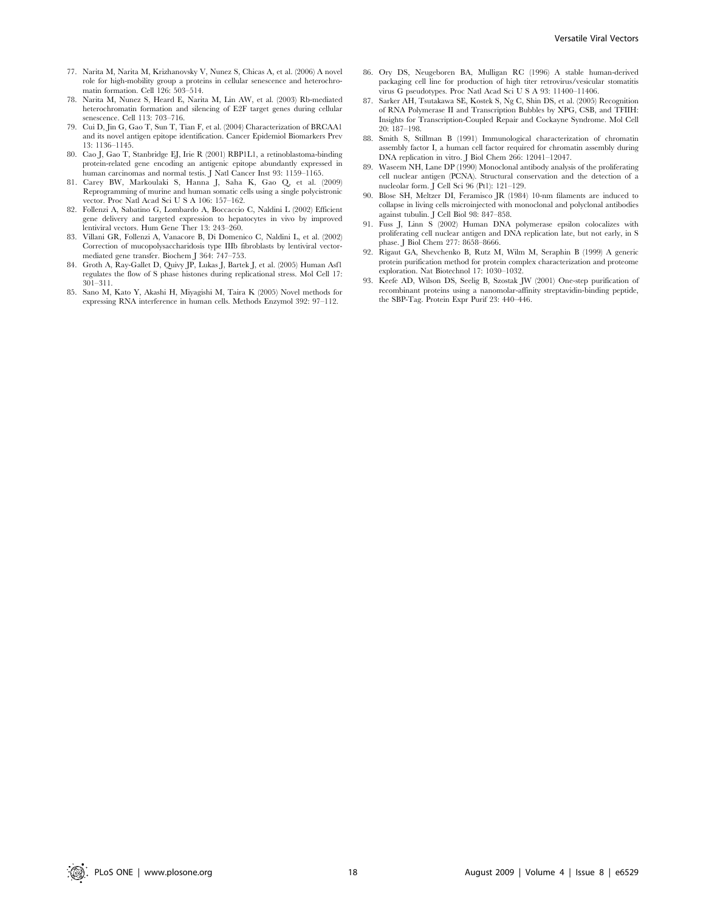77. Narita M, Narita M, Krizhanovsky V, Nunez S, Chicas A, et al. (2006) A novel role for high-mobility group a proteins in cellular senescence and heterochromatin formation. Cell 126: 503–514.
78. Narita M, Nunez S, Heard E, Narita M, Lin AW, et al. (2003) Rb-mediated heterochromatin formation and silencing of E2F target genes during cellular senescence. Cell 113: 703–716.
79. Cui D, Jin G, Gao T, Sun T, Tian F, et al. (2004) Characterization of BRCAA1 and its novel antigen epitope identification. Cancer Epidemiol Biomarkers Prev 13: 1136–1145.
80. Cao J, Gao T, Stanbridge EJ, Irie R (2001) RBP1L1, a retinoblastoma-binding protein-related gene encoding an antigenic epitope abundantly expressed in human carcinomas and normal testis. J Natl Cancer Inst 93: 1159–1165.
81. Carey BW, Markoulaki S, Hanna J, Saha K, Gao Q, et al. (2009) Reprogramming of murine and human somatic cells using a single polycistronic vector. Proc Natl Acad Sci U S A 106: 157–162.
82. Follenzi A, Sabatino G, Lombardo A, Boccaccio C, Naldini L (2002) Efficient gene delivery and targeted expression to hepatocytes in vivo by improved lentiviral vectors. Hum Gene Ther 13: 243–260.
83. Villani GR, Follenzi A, Vanacore B, Di Domenico C, Naldini L, et al. (2002) Correction of mucopolysaccharidosis type IIIb fibroblasts by lentiviral vector-mediated gene transfer. Biochem J 364: 747–753.
84. Groth A, Ray-Gallet D, Quivy JP, Lukas J, Bartek J, et al. (2005) Human Asf1 regulates the flow of S phase histones during replicational stress. Mol Cell 17: 301–311.
85. Sano M, Kato Y, Akashi H, Miyagishi M, Taira K (2005) Novel methods for expressing RNA interference in human cells. Methods Enzymol 392: 97–112.
86. Ory DS, Neugeboren BA, Mulligan RC (1996) A stable human-derived packaging cell line for production of high titer retrovirus/vesicular stomatitis virus G pseudotypes. Proc Natl Acad Sci U S A 93: 11400–11406.
87. Sarker AH, Tsutakawa SE, Kostek S, Ng C, Shin DS, et al. (2005) Recognition of RNA Polymerase II and Transcription Bubbles by XPG, CSB, and TFIIH: Insights for Transcription-Coupled Repair and Cockayne Syndrome. Mol Cell 20: 187–198.
88. Smith S, Stillman B (1991) Immunological characterization of chromatin assembly factor I, a human cell factor required for chromatin assembly during DNA replication in vitro. J Biol Chem 266: 12041–12047.
89. Waseem NH, Lane DP (1990) Monoclonal antibody analysis of the proliferating cell nuclear antigen (PCNA). Structural conservation and the detection of a nucleolar form. J Cell Sci 96 (Pt1): 121–129.
90. Blose SH, Meltzer DI, Feramisco JR (1984) 10-nm filaments are induced to collapse in living cells microinjected with monoclonal and polyclonal antibodies against tubulin. J Cell Biol 98: 847–858.
91. Fuss J, Linn S (2002) Human DNA polymerase epsilon colocalizes with proliferating cell nuclear antigen and DNA replication late, but not early, in S phase. J Biol Chem 277: 8658–8666.
92. Rigaut GA, Shevchenko B, Rutz M, Wilm M, Seraphin B (1999) A generic protein purification method for protein complex characterization and proteome exploration. Nat Biotechnol 17: 1030–1032.
93. Keefe AD, Wilson DS, Seelig B, Szostak JW (2001) One-step purification of recombinant proteins using a nanomolar-affinity streptavidin-binding peptide, the SBP-Tag. Protein Expr Purif 23: 440–446.